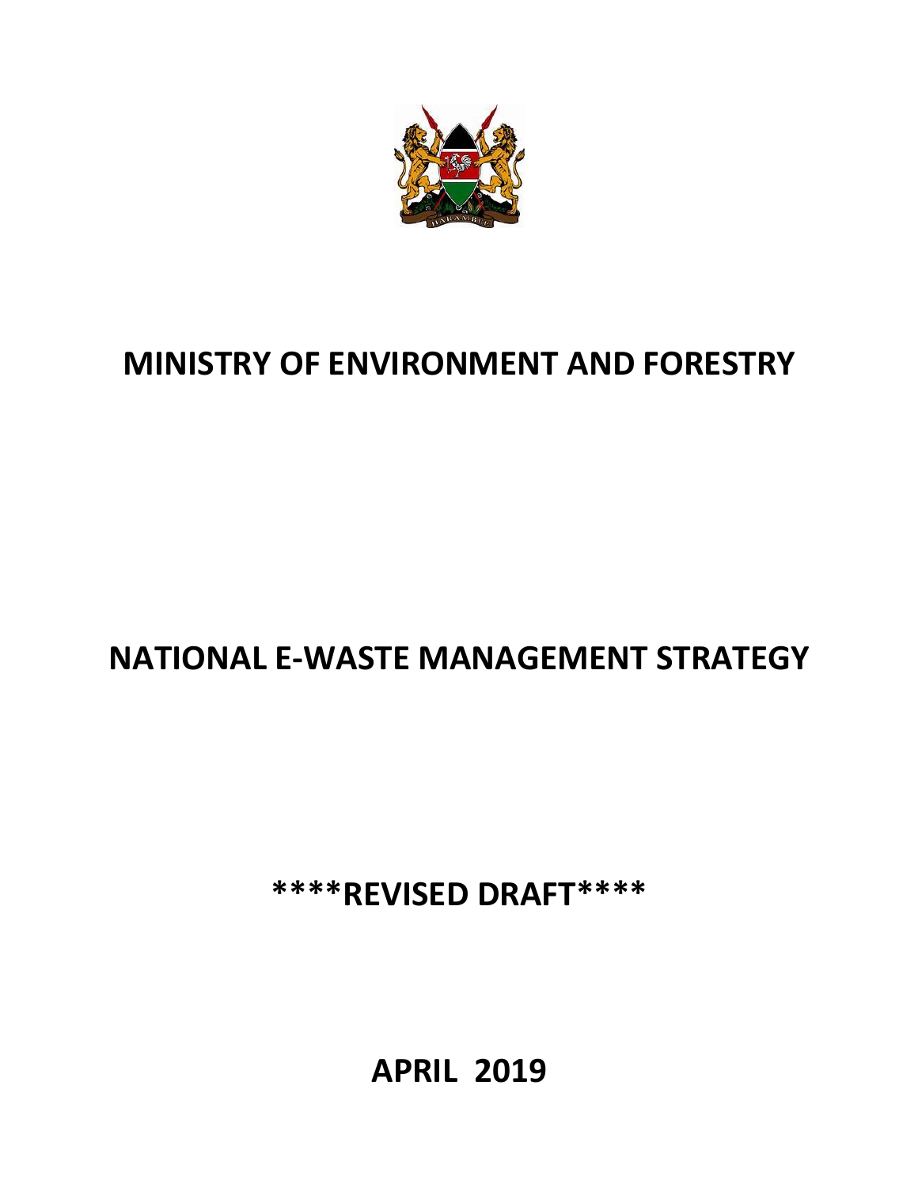# MINISTRY OF ENVIRONMENT AND FORESTRY

# NATIONAL E-WASTE MANAGEMENT STRATEGY

**\*\*\*\*REVISED DRAFT\*\*\*\***

**APRIL 2019**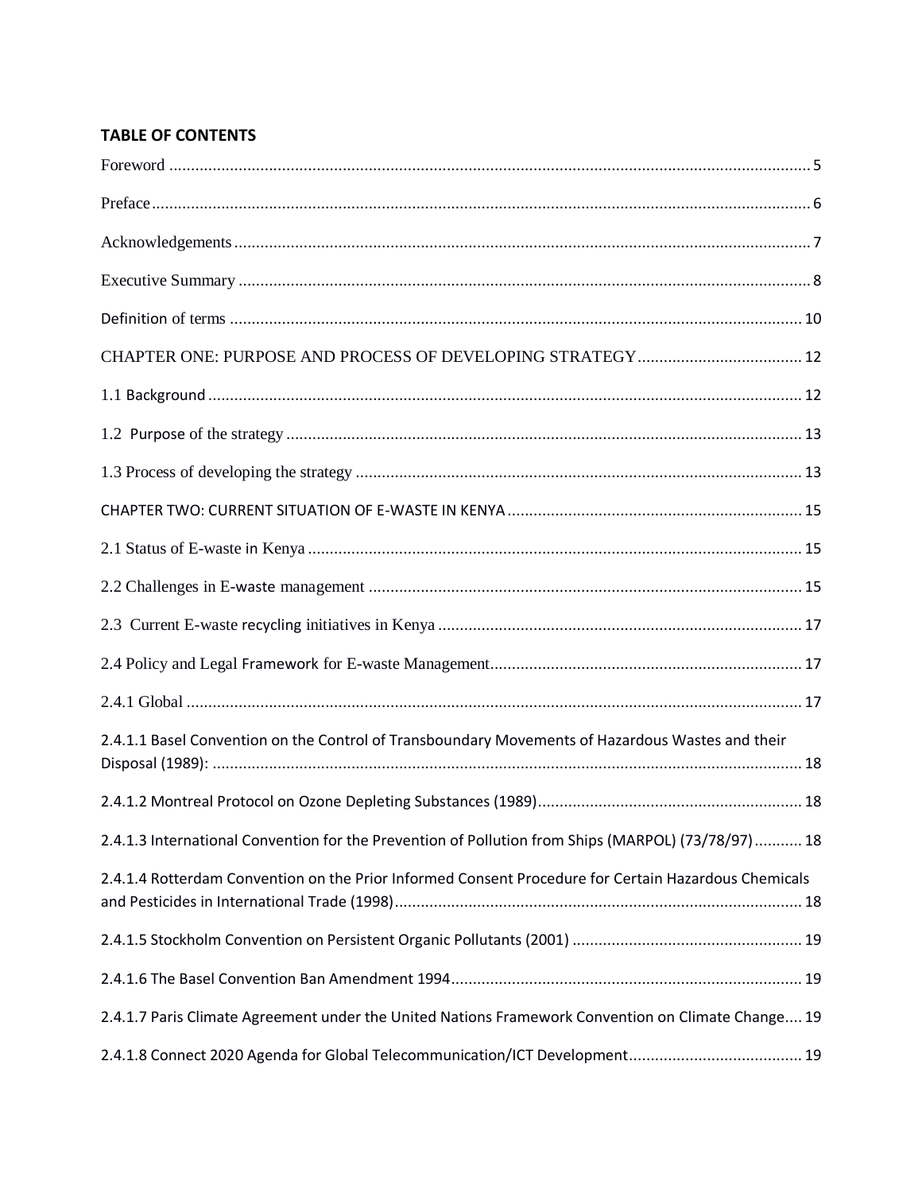**TABLE OF CONTENTS**

Foreword ..... 5

Preface ..... 6

Acknowledgements ..... 7

Executive Summary ..... 8

Definition of terms ..... 10

CHAPTER ONE: PURPOSE AND PROCESS OF DEVELOPING STRATEGY ..... 12

1.1 Background ..... 12

1.2 Purpose of the strategy ..... 13

1.3 Process of developing the strategy ..... 13

CHAPTER TWO: CURRENT SITUATION OF E-WASTE IN KENYA ..... 15

2.1 Status of E-waste in Kenya ..... 15

2.2 Challenges in E-waste management ..... 15

2.3 Current E-waste recycling initiatives in Kenya ..... 17

2.4 Policy and Legal Framework for E-waste Management ..... 17

2.4.1 Global ..... 17

2.4.1.1 Basel Convention on the Control of Transboundary Movements of Hazardous Wastes and their Disposal (1989): ..... 18

2.4.1.2 Montreal Protocol on Ozone Depleting Substances (1989) ..... 18

2.4.1.3 International Convention for the Prevention of Pollution from Ships (MARPOL) (73/78/97) ..... 18

2.4.1.4 Rotterdam Convention on the Prior Informed Consent Procedure for Certain Hazardous Chemicals and Pesticides in International Trade (1998) ..... 18

2.4.1.5 Stockholm Convention on Persistent Organic Pollutants (2001) ..... 19

2.4.1.6 The Basel Convention Ban Amendment 1994 ..... 19

2.4.1.7 Paris Climate Agreement under the United Nations Framework Convention on Climate Change ..... 19

2.4.1.8 Connect 2020 Agenda for Global Telecommunication/ICT Development ..... 19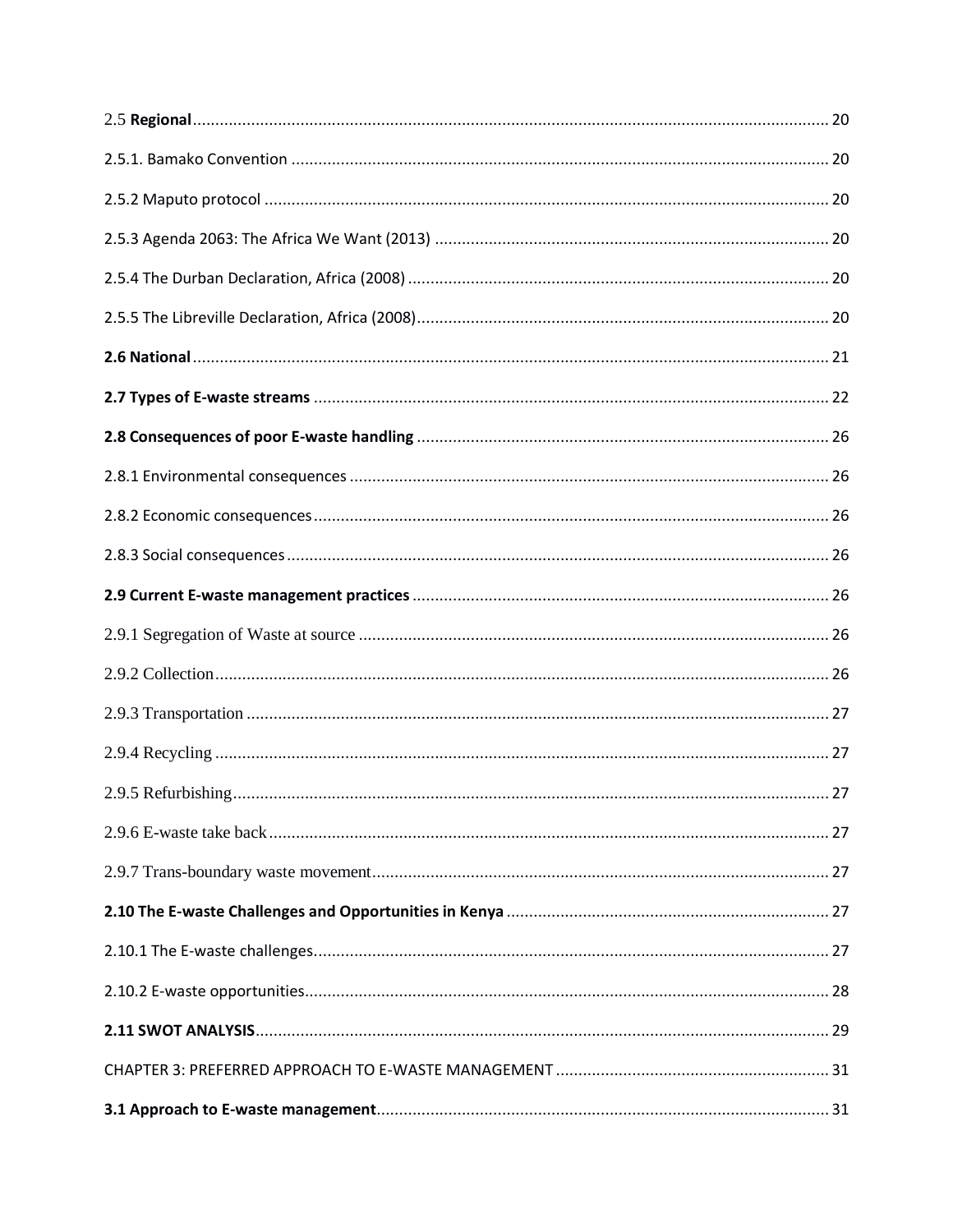2.5 **Regional** ........................................................................................................................................ 20

2.5.1. Bamako Convention ........................................................................................................................ 20

2.5.2 Maputo protocol ............................................................................................................................... 20

2.5.3 Agenda 2063: The Africa We Want (2013) ........................................................................................ 20

2.5.4 The Durban Declaration, Africa (2008) ............................................................................................ 20

2.5.5 The Libreville Declaration, Africa (2008) .......................................................................................... 20

**2.6 National** ........................................................................................................................................... 21

**2.7 Types of E-waste streams** ................................................................................................................. 22

**2.8 Consequences of poor E-waste handling** ......................................................................................... 26

2.8.1 Environmental consequences .......................................................................................................... 26

2.8.2 Economic consequences .................................................................................................................. 26

2.8.3 Social consequences ........................................................................................................................ 26

**2.9 Current E-waste management practices** ......................................................................................... 26

2.9.1 Segregation of Waste at source ....................................................................................................... 26

2.9.2 Collection ......................................................................................................................................... 26

2.9.3 Transportation ................................................................................................................................. 27

2.9.4 Recycling .......................................................................................................................................... 27

2.9.5 Refurbishing ..................................................................................................................................... 27

2.9.6 E-waste take back ............................................................................................................................ 27

2.9.7 Trans-boundary waste movement .................................................................................................... 27

**2.10 The E-waste Challenges and Opportunities in Kenya** ...................................................................... 27

2.10.1 The E-waste challenges .................................................................................................................. 27

2.10.2 E-waste opportunities .................................................................................................................... 28

**2.11 SWOT ANALYSIS** ............................................................................................................................... 29

CHAPTER 3: PREFERRED APPROACH TO E-WASTE MANAGEMENT ............................................................ 31

**3.1 Approach to E-waste management** ................................................................................................... 31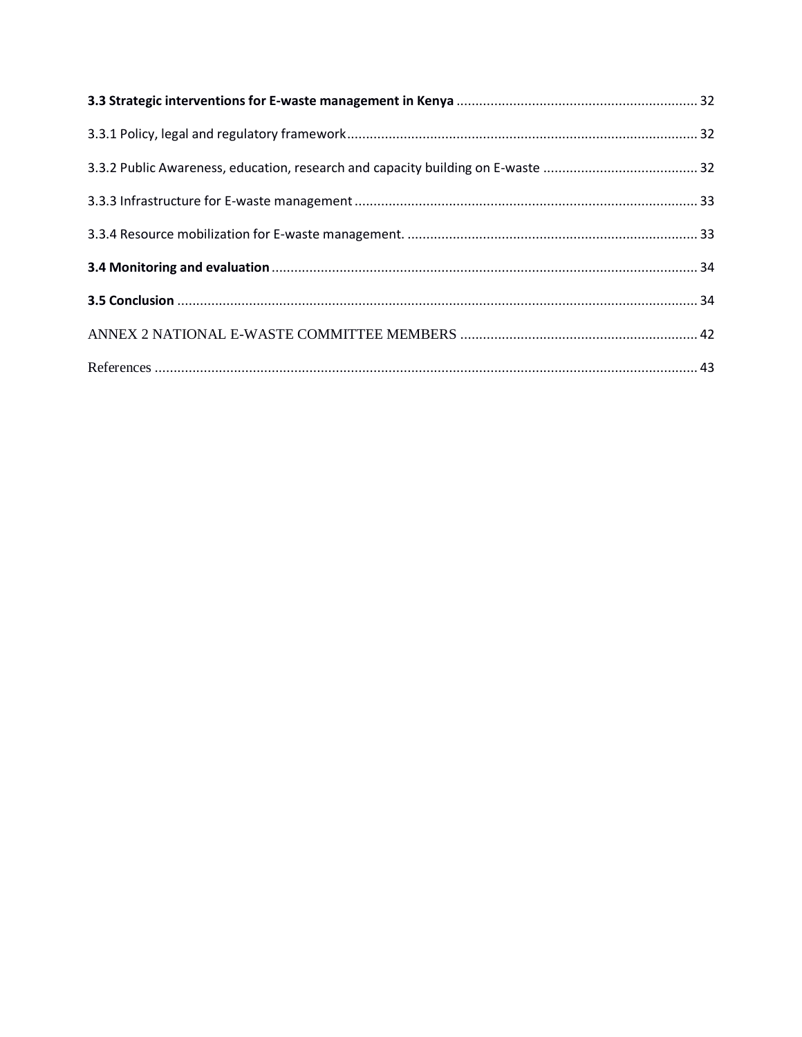**3.3 Strategic interventions for E-waste management in Kenya** ................................................................ 32

3.3.1 Policy, legal and regulatory framework................................................................................................ 32

3.3.2 Public Awareness, education, research and capacity building on E-waste ........................................ 32

3.3.3 Infrastructure for E-waste management ............................................................................................. 33

3.3.4 Resource mobilization for E-waste management. ............................................................................. 33

**3.4 Monitoring and evaluation** ................................................................................................................ 34

**3.5 Conclusion** ......................................................................................................................................... 34

ANNEX 2 NATIONAL E-WASTE COMMITTEE MEMBERS .............................................................. 42

References ............................................................................................................................................... 43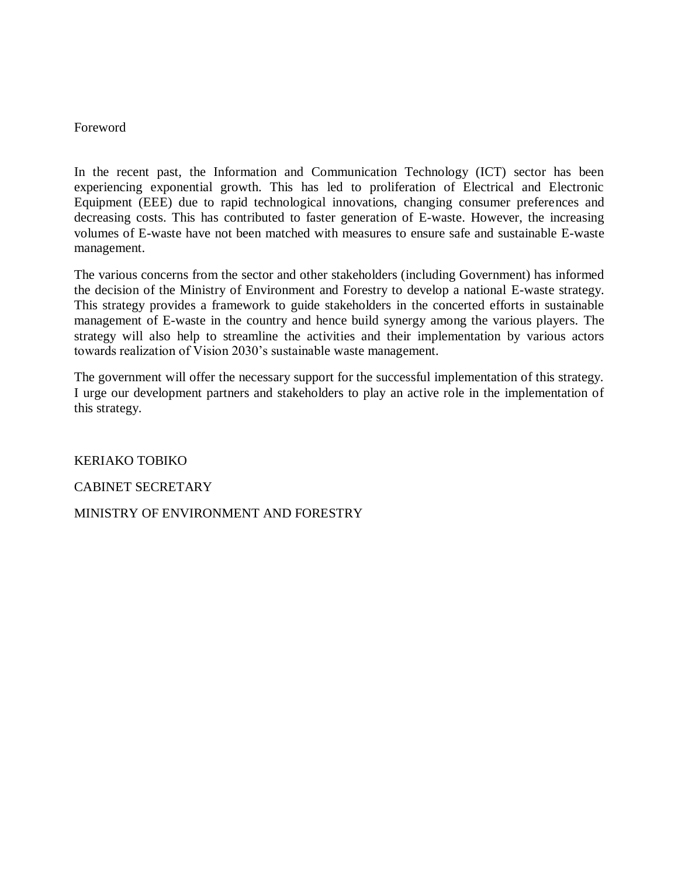# Foreword

In the recent past, the Information and Communication Technology (ICT) sector has been experiencing exponential growth. This has led to proliferation of Electrical and Electronic Equipment (EEE) due to rapid technological innovations, changing consumer preferences and decreasing costs. This has contributed to faster generation of E-waste. However, the increasing volumes of E-waste have not been matched with measures to ensure safe and sustainable E-waste management.

The various concerns from the sector and other stakeholders (including Government) has informed the decision of the Ministry of Environment and Forestry to develop a national E-waste strategy. This strategy provides a framework to guide stakeholders in the concerted efforts in sustainable management of E-waste in the country and hence build synergy among the various players. The strategy will also help to streamline the activities and their implementation by various actors towards realization of Vision 2030's sustainable waste management.

The government will offer the necessary support for the successful implementation of this strategy. I urge our development partners and stakeholders to play an active role in the implementation of this strategy.

KERIAKO TOBIKO

CABINET SECRETARY

MINISTRY OF ENVIRONMENT AND FORESTRY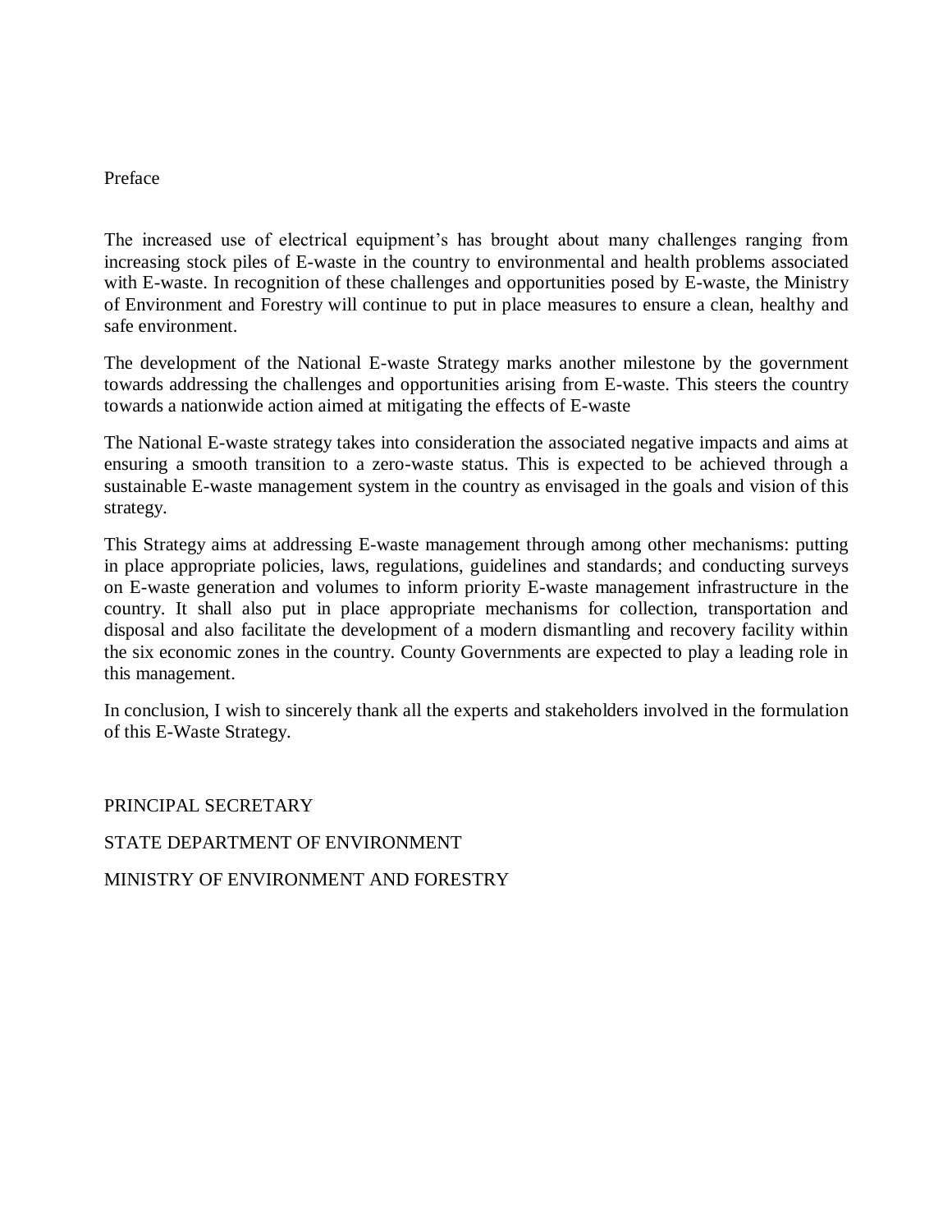# Preface

The increased use of electrical equipment's has brought about many challenges ranging from increasing stock piles of E-waste in the country to environmental and health problems associated with E-waste. In recognition of these challenges and opportunities posed by E-waste, the Ministry of Environment and Forestry will continue to put in place measures to ensure a clean, healthy and safe environment.

The development of the National E-waste Strategy marks another milestone by the government towards addressing the challenges and opportunities arising from E-waste. This steers the country towards a nationwide action aimed at mitigating the effects of E-waste

The National E-waste strategy takes into consideration the associated negative impacts and aims at ensuring a smooth transition to a zero-waste status. This is expected to be achieved through a sustainable E-waste management system in the country as envisaged in the goals and vision of this strategy.

This Strategy aims at addressing E-waste management through among other mechanisms: putting in place appropriate policies, laws, regulations, guidelines and standards; and conducting surveys on E-waste generation and volumes to inform priority E-waste management infrastructure in the country. It shall also put in place appropriate mechanisms for collection, transportation and disposal and also facilitate the development of a modern dismantling and recovery facility within the six economic zones in the country. County Governments are expected to play a leading role in this management.

In conclusion, I wish to sincerely thank all the experts and stakeholders involved in the formulation of this E-Waste Strategy.

PRINCIPAL SECRETARY

STATE DEPARTMENT OF ENVIRONMENT

MINISTRY OF ENVIRONMENT AND FORESTRY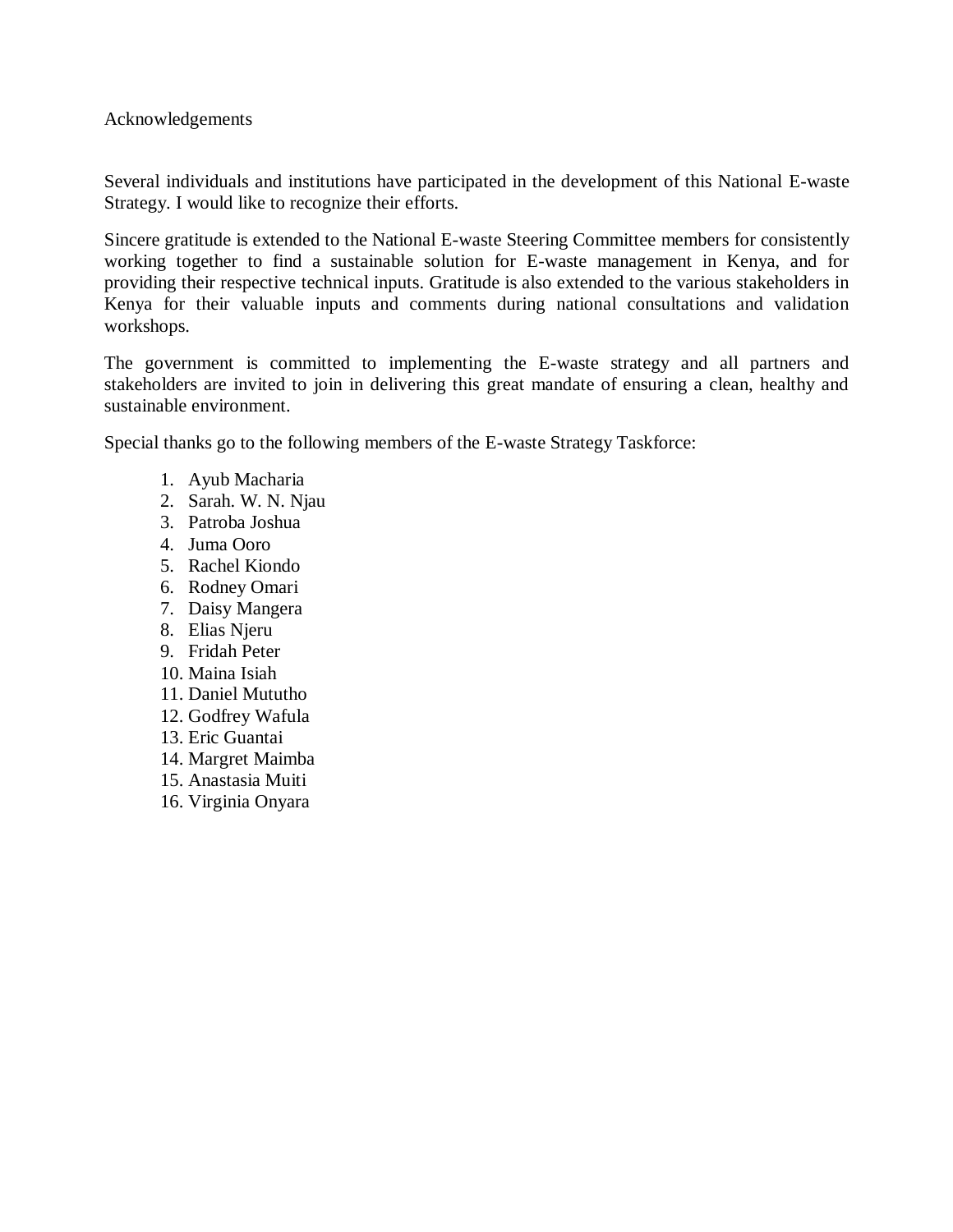# Acknowledgements

Several individuals and institutions have participated in the development of this National E-waste Strategy. I would like to recognize their efforts.

Sincere gratitude is extended to the National E-waste Steering Committee members for consistently working together to find a sustainable solution for E-waste management in Kenya, and for providing their respective technical inputs. Gratitude is also extended to the various stakeholders in Kenya for their valuable inputs and comments during national consultations and validation workshops.

The government is committed to implementing the E-waste strategy and all partners and stakeholders are invited to join in delivering this great mandate of ensuring a clean, healthy and sustainable environment.

Special thanks go to the following members of the E-waste Strategy Taskforce:

1. Ayub Macharia
2. Sarah. W. N. Njau
3. Patroba Joshua
4. Juma Ooro
5. Rachel Kiondo
6. Rodney Omari
7. Daisy Mangera
8. Elias Njeru
9. Fridah Peter
10. Maina Isiah
11. Daniel Mututho
12. Godfrey Wafula
13. Eric Guantai
14. Margret Maimba
15. Anastasia Muiti
16. Virginia Onyara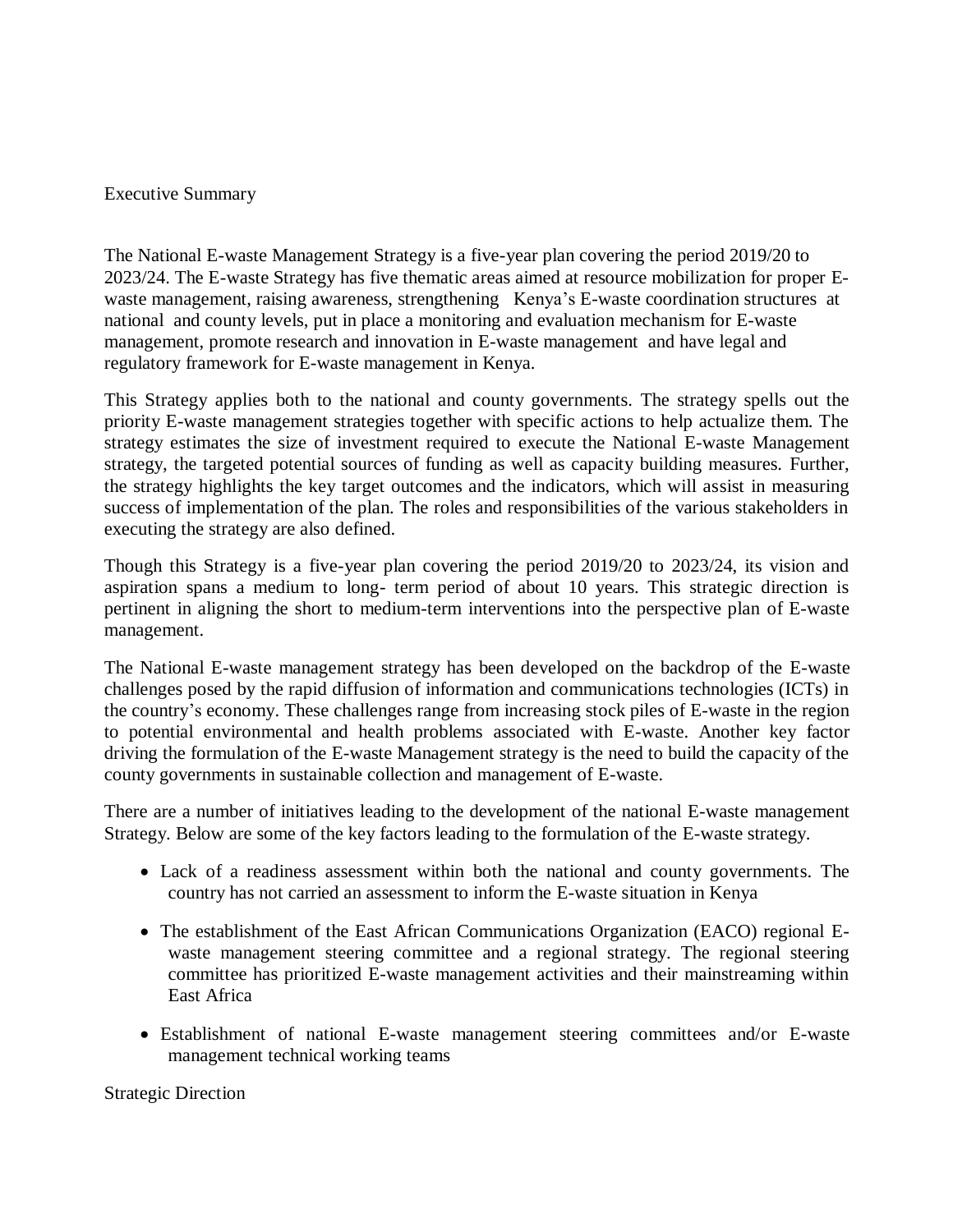## Executive Summary

The National E-waste Management Strategy is a five-year plan covering the period 2019/20 to 2023/24. The E-waste Strategy has five thematic areas aimed at resource mobilization for proper E-waste management, raising awareness, strengthening Kenya's E-waste coordination structures at national and county levels, put in place a monitoring and evaluation mechanism for E-waste management, promote research and innovation in E-waste management and have legal and regulatory framework for E-waste management in Kenya.

This Strategy applies both to the national and county governments. The strategy spells out the priority E-waste management strategies together with specific actions to help actualize them. The strategy estimates the size of investment required to execute the National E-waste Management strategy, the targeted potential sources of funding as well as capacity building measures. Further, the strategy highlights the key target outcomes and the indicators, which will assist in measuring success of implementation of the plan. The roles and responsibilities of the various stakeholders in executing the strategy are also defined.

Though this Strategy is a five-year plan covering the period 2019/20 to 2023/24, its vision and aspiration spans a medium to long- term period of about 10 years. This strategic direction is pertinent in aligning the short to medium-term interventions into the perspective plan of E-waste management.

The National E-waste management strategy has been developed on the backdrop of the E-waste challenges posed by the rapid diffusion of information and communications technologies (ICTs) in the country's economy. These challenges range from increasing stock piles of E-waste in the region to potential environmental and health problems associated with E-waste. Another key factor driving the formulation of the E-waste Management strategy is the need to build the capacity of the county governments in sustainable collection and management of E-waste.

There are a number of initiatives leading to the development of the national E-waste management Strategy. Below are some of the key factors leading to the formulation of the E-waste strategy.

- Lack of a readiness assessment within both the national and county governments. The country has not carried an assessment to inform the E-waste situation in Kenya
- The establishment of the East African Communications Organization (EACO) regional E-waste management steering committee and a regional strategy. The regional steering committee has prioritized E-waste management activities and their mainstreaming within East Africa
- Establishment of national E-waste management steering committees and/or E-waste management technical working teams

## Strategic Direction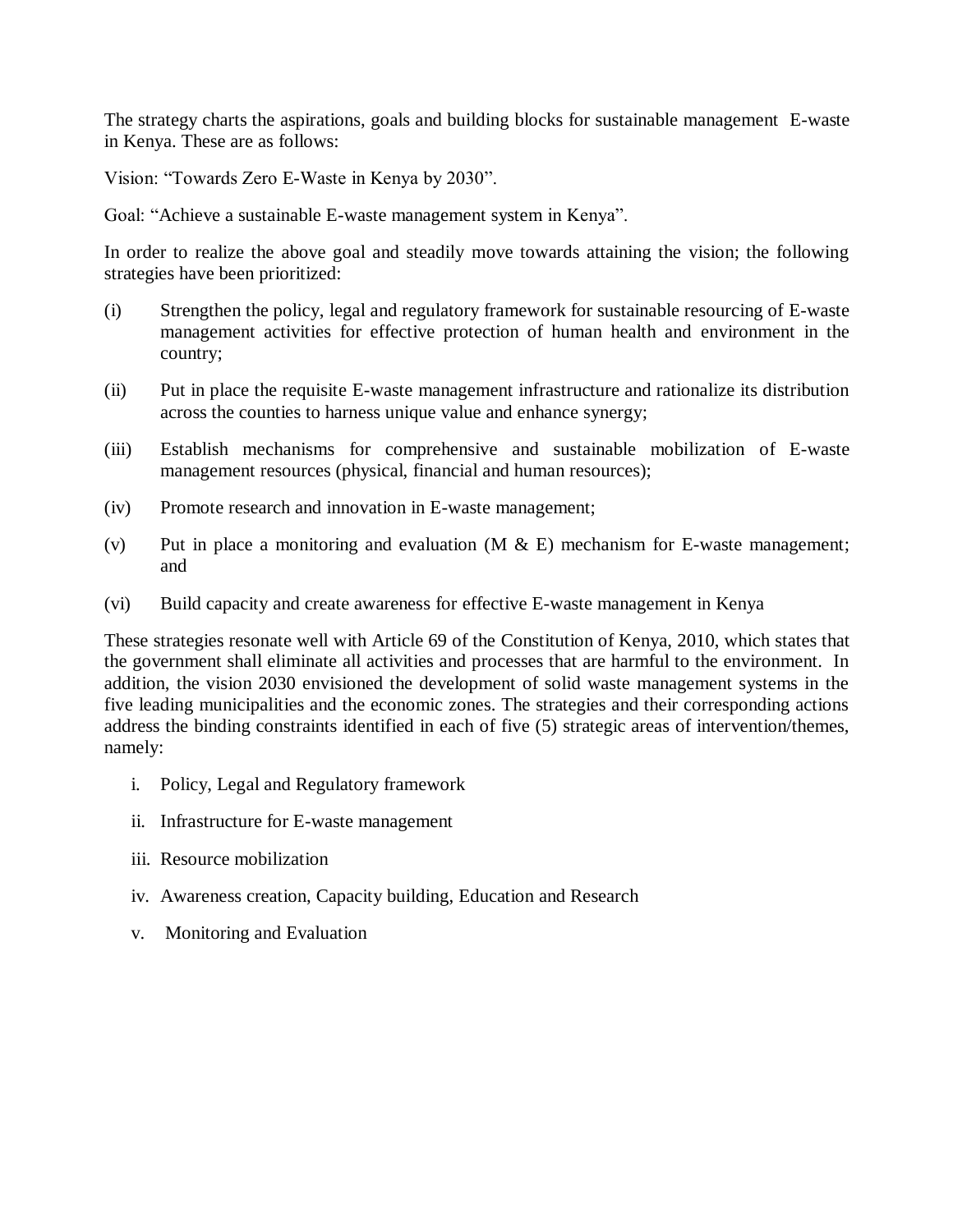The strategy charts the aspirations, goals and building blocks for sustainable management E-waste in Kenya. These are as follows:

Vision: "Towards Zero E-Waste in Kenya by 2030".

Goal: "Achieve a sustainable E-waste management system in Kenya".

In order to realize the above goal and steadily move towards attaining the vision; the following strategies have been prioritized:

(i) Strengthen the policy, legal and regulatory framework for sustainable resourcing of E-waste management activities for effective protection of human health and environment in the country;

(ii) Put in place the requisite E-waste management infrastructure and rationalize its distribution across the counties to harness unique value and enhance synergy;

(iii) Establish mechanisms for comprehensive and sustainable mobilization of E-waste management resources (physical, financial and human resources);

(iv) Promote research and innovation in E-waste management;

(v) Put in place a monitoring and evaluation (M & E) mechanism for E-waste management; and

(vi) Build capacity and create awareness for effective E-waste management in Kenya

These strategies resonate well with Article 69 of the Constitution of Kenya, 2010, which states that the government shall eliminate all activities and processes that are harmful to the environment. In addition, the vision 2030 envisioned the development of solid waste management systems in the five leading municipalities and the economic zones. The strategies and their corresponding actions address the binding constraints identified in each of five (5) strategic areas of intervention/themes, namely:

i. Policy, Legal and Regulatory framework

ii. Infrastructure for E-waste management

iii. Resource mobilization

iv. Awareness creation, Capacity building, Education and Research

v. Monitoring and Evaluation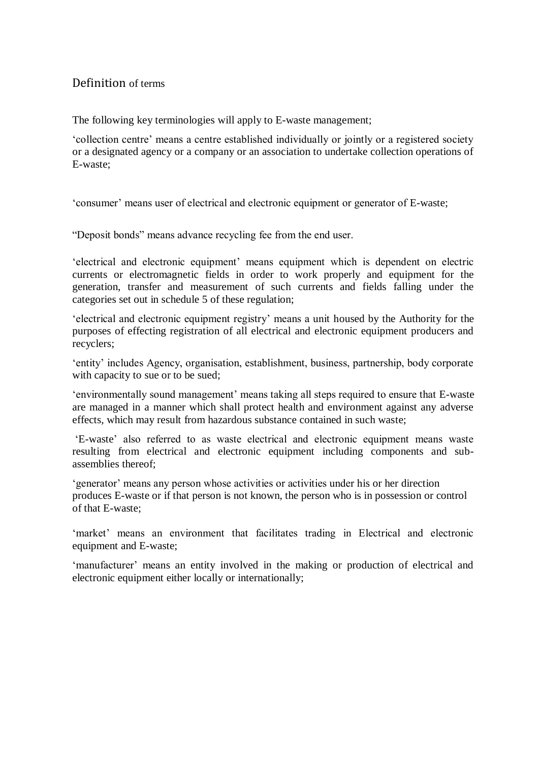## Definition of terms

The following key terminologies will apply to E-waste management;

‘collection centre’ means a centre established individually or jointly or a registered society or a designated agency or a company or an association to undertake collection operations of E-waste;

‘consumer’ means user of electrical and electronic equipment or generator of E-waste;

“Deposit bonds” means advance recycling fee from the end user.

‘electrical and electronic equipment’ means equipment which is dependent on electric currents or electromagnetic fields in order to work properly and equipment for the generation, transfer and measurement of such currents and fields falling under the categories set out in schedule 5 of these regulation;

‘electrical and electronic equipment registry’ means a unit housed by the Authority for the purposes of effecting registration of all electrical and electronic equipment producers and recyclers;

‘entity’ includes Agency, organisation, establishment, business, partnership, body corporate with capacity to sue or to be sued;

‘environmentally sound management’ means taking all steps required to ensure that E-waste are managed in a manner which shall protect health and environment against any adverse effects, which may result from hazardous substance contained in such waste;

‘E-waste’ also referred to as waste electrical and electronic equipment means waste resulting from electrical and electronic equipment including components and sub-assemblies thereof;

‘generator’ means any person whose activities or activities under his or her direction produces E-waste or if that person is not known, the person who is in possession or control of that E-waste;

‘market’ means an environment that facilitates trading in Electrical and electronic equipment and E-waste;

‘manufacturer’ means an entity involved in the making or production of electrical and electronic equipment either locally or internationally;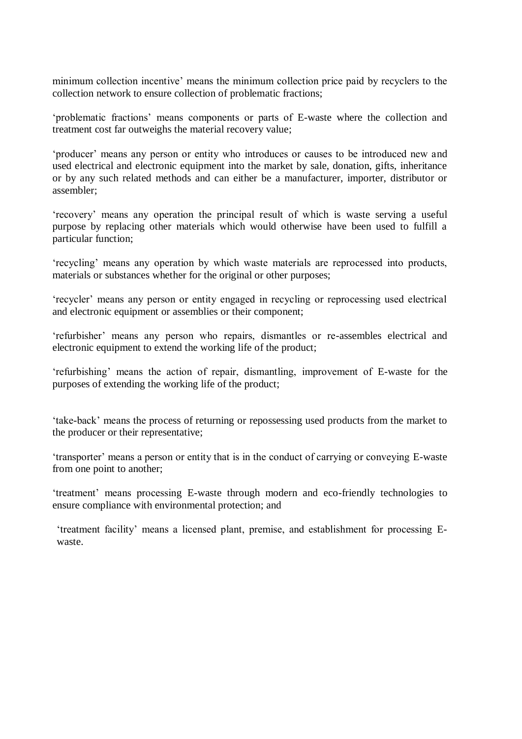minimum collection incentive’ means the minimum collection price paid by recyclers to the collection network to ensure collection of problematic fractions;

‘problematic fractions’ means components or parts of E-waste where the collection and treatment cost far outweighs the material recovery value;

‘producer’ means any person or entity who introduces or causes to be introduced new and used electrical and electronic equipment into the market by sale, donation, gifts, inheritance or by any such related methods and can either be a manufacturer, importer, distributor or assembler;

‘recovery’ means any operation the principal result of which is waste serving a useful purpose by replacing other materials which would otherwise have been used to fulfill a particular function;

‘recycling’ means any operation by which waste materials are reprocessed into products, materials or substances whether for the original or other purposes;

‘recycler’ means any person or entity engaged in recycling or reprocessing used electrical and electronic equipment or assemblies or their component;

‘refurbisher’ means any person who repairs, dismantles or re-assembles electrical and electronic equipment to extend the working life of the product;

‘refurbishing’ means the action of repair, dismantling, improvement of E-waste for the purposes of extending the working life of the product;

‘take-back’ means the process of returning or repossessing used products from the market to the producer or their representative;

‘transporter’ means a person or entity that is in the conduct of carrying or conveying E-waste from one point to another;

‘treatment’ means processing E-waste through modern and eco-friendly technologies to ensure compliance with environmental protection; and

‘treatment facility’ means a licensed plant, premise, and establishment for processing E-waste.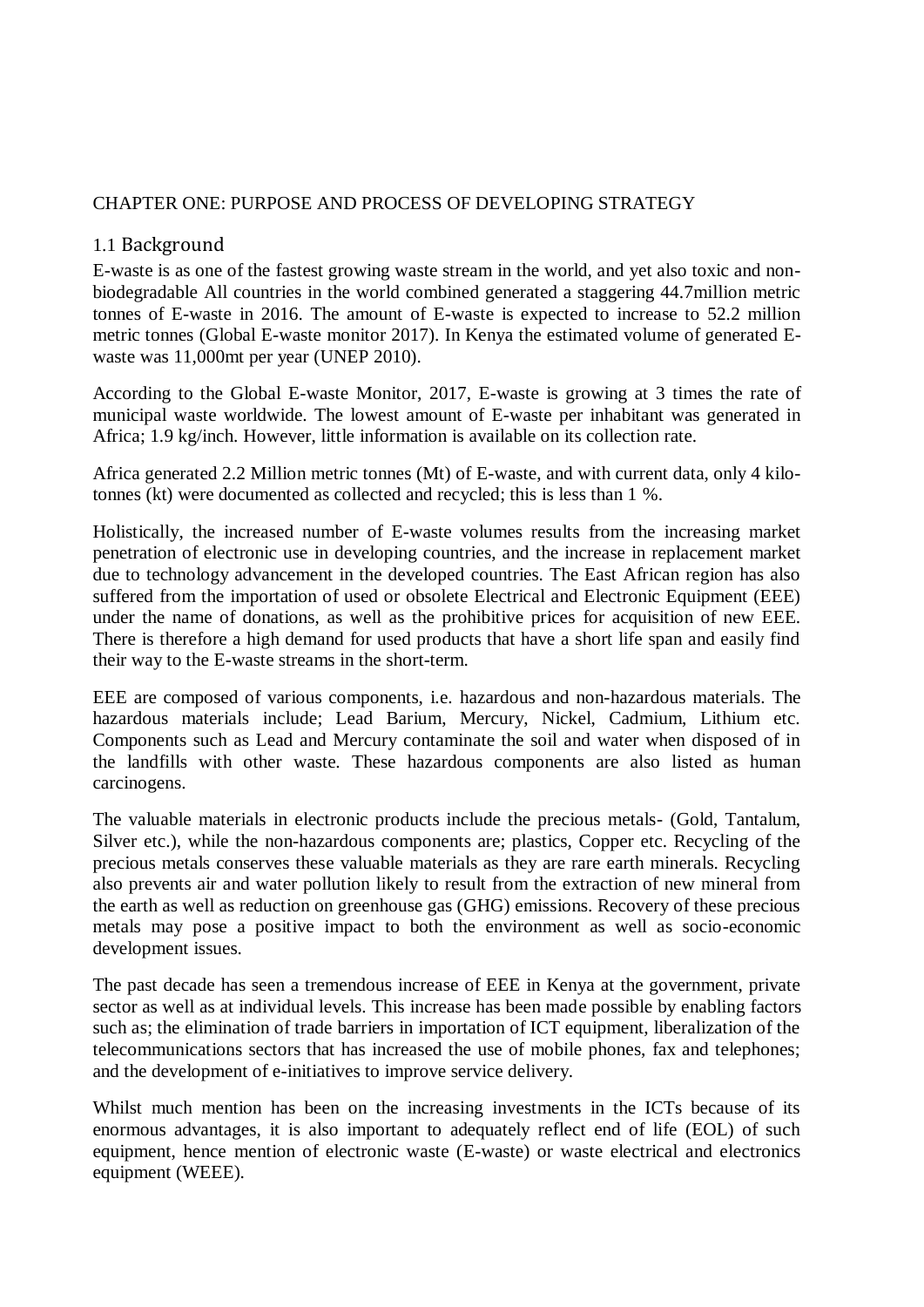CHAPTER ONE: PURPOSE AND PROCESS OF DEVELOPING STRATEGY

## 1.1 Background

E-waste is as one of the fastest growing waste stream in the world, and yet also toxic and non-biodegradable All countries in the world combined generated a staggering 44.7million metric tonnes of E-waste in 2016. The amount of E-waste is expected to increase to 52.2 million metric tonnes (Global E-waste monitor 2017). In Kenya the estimated volume of generated E-waste was 11,000mt per year (UNEP 2010).

According to the Global E-waste Monitor, 2017, E-waste is growing at 3 times the rate of municipal waste worldwide. The lowest amount of E-waste per inhabitant was generated in Africa; 1.9 kg/inch. However, little information is available on its collection rate.

Africa generated 2.2 Million metric tonnes (Mt) of E-waste, and with current data, only 4 kilo-tonnes (kt) were documented as collected and recycled; this is less than 1 %.

Holistically, the increased number of E-waste volumes results from the increasing market penetration of electronic use in developing countries, and the increase in replacement market due to technology advancement in the developed countries. The East African region has also suffered from the importation of used or obsolete Electrical and Electronic Equipment (EEE) under the name of donations, as well as the prohibitive prices for acquisition of new EEE. There is therefore a high demand for used products that have a short life span and easily find their way to the E-waste streams in the short-term.

EEE are composed of various components, i.e. hazardous and non-hazardous materials. The hazardous materials include; Lead Barium, Mercury, Nickel, Cadmium, Lithium etc. Components such as Lead and Mercury contaminate the soil and water when disposed of in the landfills with other waste. These hazardous components are also listed as human carcinogens.

The valuable materials in electronic products include the precious metals- (Gold, Tantalum, Silver etc.), while the non-hazardous components are; plastics, Copper etc. Recycling of the precious metals conserves these valuable materials as they are rare earth minerals. Recycling also prevents air and water pollution likely to result from the extraction of new mineral from the earth as well as reduction on greenhouse gas (GHG) emissions. Recovery of these precious metals may pose a positive impact to both the environment as well as socio-economic development issues.

The past decade has seen a tremendous increase of EEE in Kenya at the government, private sector as well as at individual levels. This increase has been made possible by enabling factors such as; the elimination of trade barriers in importation of ICT equipment, liberalization of the telecommunications sectors that has increased the use of mobile phones, fax and telephones; and the development of e-initiatives to improve service delivery.

Whilst much mention has been on the increasing investments in the ICTs because of its enormous advantages, it is also important to adequately reflect end of life (EOL) of such equipment, hence mention of electronic waste (E-waste) or waste electrical and electronics equipment (WEEE).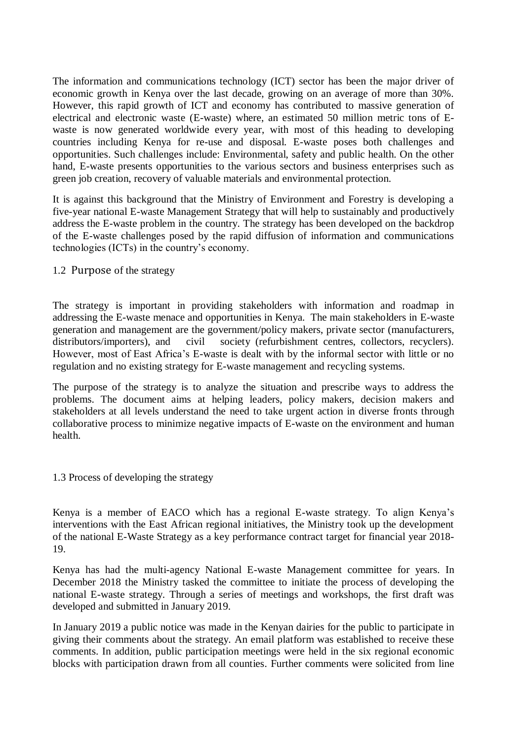The information and communications technology (ICT) sector has been the major driver of economic growth in Kenya over the last decade, growing on an average of more than 30%. However, this rapid growth of ICT and economy has contributed to massive generation of electrical and electronic waste (E-waste) where, an estimated 50 million metric tons of E-waste is now generated worldwide every year, with most of this heading to developing countries including Kenya for re-use and disposal. E-waste poses both challenges and opportunities. Such challenges include: Environmental, safety and public health. On the other hand, E-waste presents opportunities to the various sectors and business enterprises such as green job creation, recovery of valuable materials and environmental protection.

It is against this background that the Ministry of Environment and Forestry is developing a five-year national E-waste Management Strategy that will help to sustainably and productively address the E-waste problem in the country. The strategy has been developed on the backdrop of the E-waste challenges posed by the rapid diffusion of information and communications technologies (ICTs) in the country's economy.

## 1.2 Purpose of the strategy

The strategy is important in providing stakeholders with information and roadmap in addressing the E-waste menace and opportunities in Kenya. The main stakeholders in E-waste generation and management are the government/policy makers, private sector (manufacturers, distributors/importers), and civil society (refurbishment centres, collectors, recyclers). However, most of East Africa's E-waste is dealt with by the informal sector with little or no regulation and no existing strategy for E-waste management and recycling systems.

The purpose of the strategy is to analyze the situation and prescribe ways to address the problems. The document aims at helping leaders, policy makers, decision makers and stakeholders at all levels understand the need to take urgent action in diverse fronts through collaborative process to minimize negative impacts of E-waste on the environment and human health.

## 1.3 Process of developing the strategy

Kenya is a member of EACO which has a regional E-waste strategy. To align Kenya's interventions with the East African regional initiatives, the Ministry took up the development of the national E-Waste Strategy as a key performance contract target for financial year 2018-19.

Kenya has had the multi-agency National E-waste Management committee for years. In December 2018 the Ministry tasked the committee to initiate the process of developing the national E-waste strategy. Through a series of meetings and workshops, the first draft was developed and submitted in January 2019.

In January 2019 a public notice was made in the Kenyan dairies for the public to participate in giving their comments about the strategy. An email platform was established to receive these comments. In addition, public participation meetings were held in the six regional economic blocks with participation drawn from all counties. Further comments were solicited from line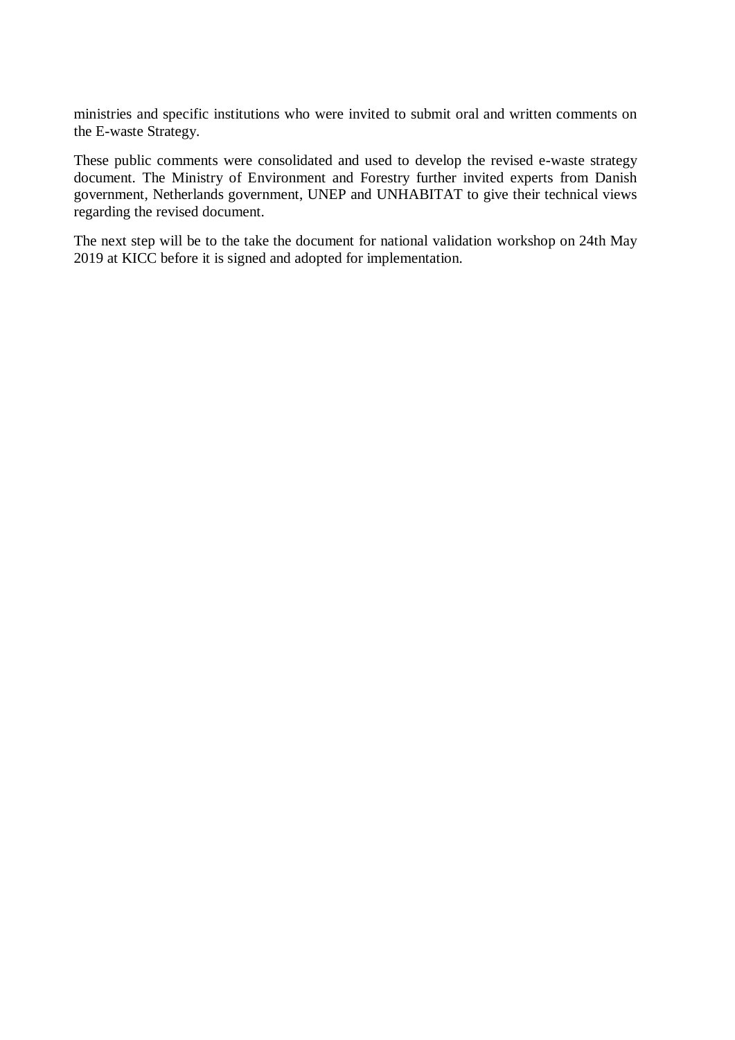ministries and specific institutions who were invited to submit oral and written comments on the E-waste Strategy.

These public comments were consolidated and used to develop the revised e-waste strategy document. The Ministry of Environment and Forestry further invited experts from Danish government, Netherlands government, UNEP and UNHABITAT to give their technical views regarding the revised document.

The next step will be to the take the document for national validation workshop on 24th May 2019 at KICC before it is signed and adopted for implementation.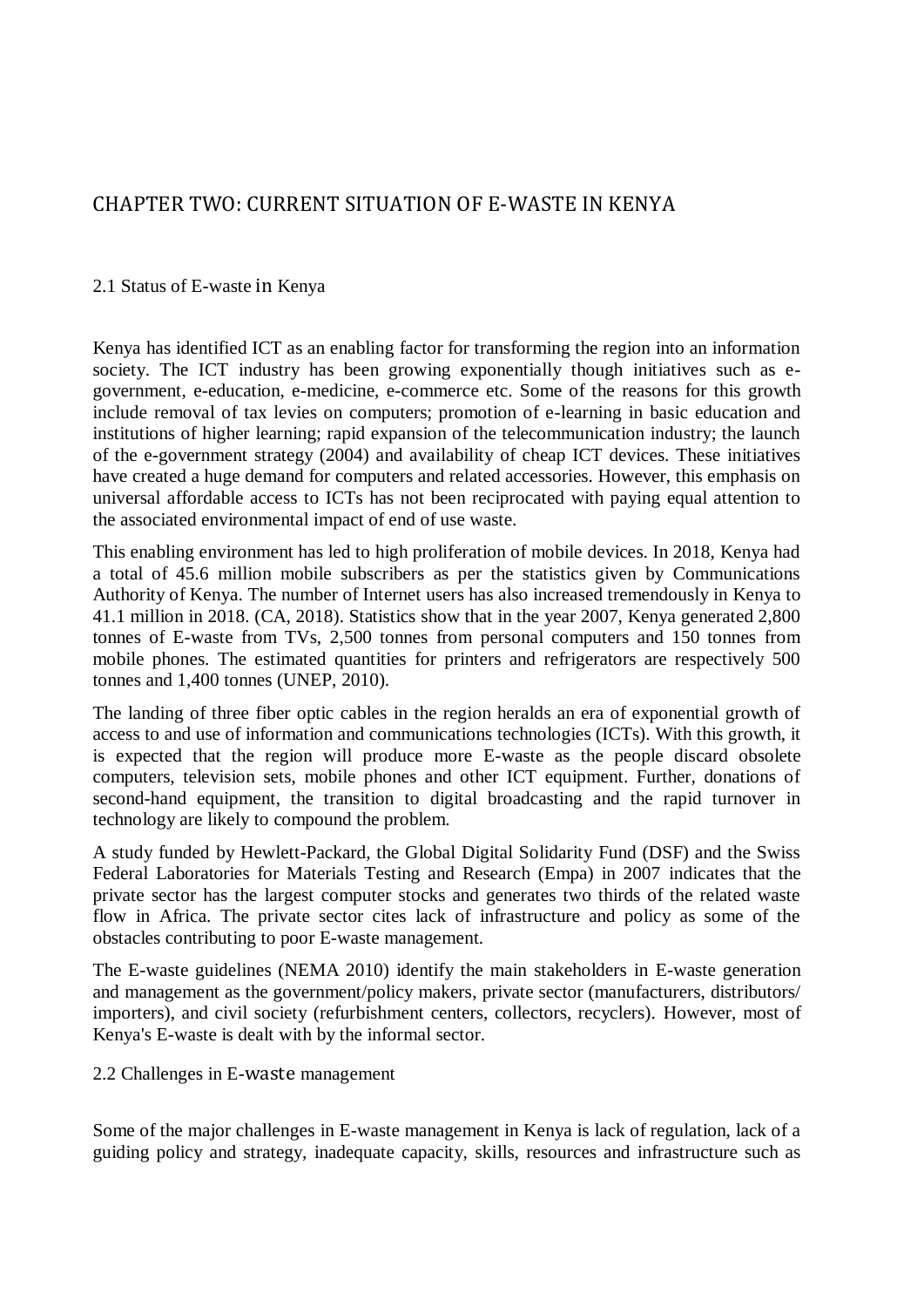# CHAPTER TWO: CURRENT SITUATION OF E-WASTE IN KENYA

## 2.1 Status of E-waste in Kenya

Kenya has identified ICT as an enabling factor for transforming the region into an information society. The ICT industry has been growing exponentially though initiatives such as e-government, e-education, e-medicine, e-commerce etc. Some of the reasons for this growth include removal of tax levies on computers; promotion of e-learning in basic education and institutions of higher learning; rapid expansion of the telecommunication industry; the launch of the e-government strategy (2004) and availability of cheap ICT devices. These initiatives have created a huge demand for computers and related accessories. However, this emphasis on universal affordable access to ICTs has not been reciprocated with paying equal attention to the associated environmental impact of end of use waste.

This enabling environment has led to high proliferation of mobile devices. In 2018, Kenya had a total of 45.6 million mobile subscribers as per the statistics given by Communications Authority of Kenya. The number of Internet users has also increased tremendously in Kenya to 41.1 million in 2018. (CA, 2018). Statistics show that in the year 2007, Kenya generated 2,800 tonnes of E-waste from TVs, 2,500 tonnes from personal computers and 150 tonnes from mobile phones. The estimated quantities for printers and refrigerators are respectively 500 tonnes and 1,400 tonnes (UNEP, 2010).

The landing of three fiber optic cables in the region heralds an era of exponential growth of access to and use of information and communications technologies (ICTs). With this growth, it is expected that the region will produce more E-waste as the people discard obsolete computers, television sets, mobile phones and other ICT equipment. Further, donations of second-hand equipment, the transition to digital broadcasting and the rapid turnover in technology are likely to compound the problem.

A study funded by Hewlett-Packard, the Global Digital Solidarity Fund (DSF) and the Swiss Federal Laboratories for Materials Testing and Research (Empa) in 2007 indicates that the private sector has the largest computer stocks and generates two thirds of the related waste flow in Africa. The private sector cites lack of infrastructure and policy as some of the obstacles contributing to poor E-waste management.

The E-waste guidelines (NEMA 2010) identify the main stakeholders in E-waste generation and management as the government/policy makers, private sector (manufacturers, distributors/ importers), and civil society (refurbishment centers, collectors, recyclers). However, most of Kenya's E-waste is dealt with by the informal sector.

## 2.2 Challenges in E-waste management

Some of the major challenges in E-waste management in Kenya is lack of regulation, lack of a guiding policy and strategy, inadequate capacity, skills, resources and infrastructure such as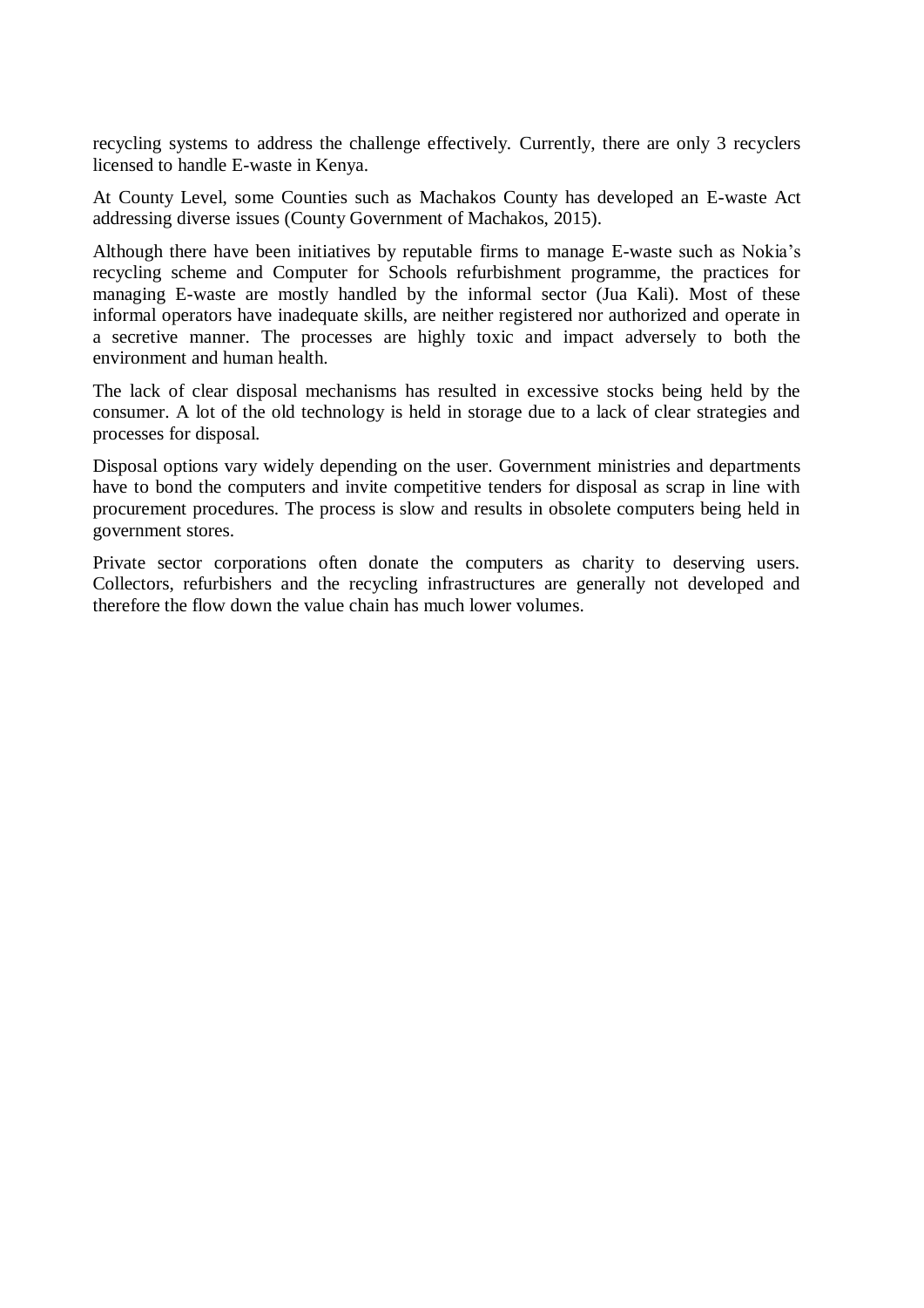recycling systems to address the challenge effectively. Currently, there are only 3 recyclers licensed to handle E-waste in Kenya.

At County Level, some Counties such as Machakos County has developed an E-waste Act addressing diverse issues (County Government of Machakos, 2015).

Although there have been initiatives by reputable firms to manage E-waste such as Nokia's recycling scheme and Computer for Schools refurbishment programme, the practices for managing E-waste are mostly handled by the informal sector (Jua Kali). Most of these informal operators have inadequate skills, are neither registered nor authorized and operate in a secretive manner. The processes are highly toxic and impact adversely to both the environment and human health.

The lack of clear disposal mechanisms has resulted in excessive stocks being held by the consumer. A lot of the old technology is held in storage due to a lack of clear strategies and processes for disposal.

Disposal options vary widely depending on the user. Government ministries and departments have to bond the computers and invite competitive tenders for disposal as scrap in line with procurement procedures. The process is slow and results in obsolete computers being held in government stores.

Private sector corporations often donate the computers as charity to deserving users. Collectors, refurbishers and the recycling infrastructures are generally not developed and therefore the flow down the value chain has much lower volumes.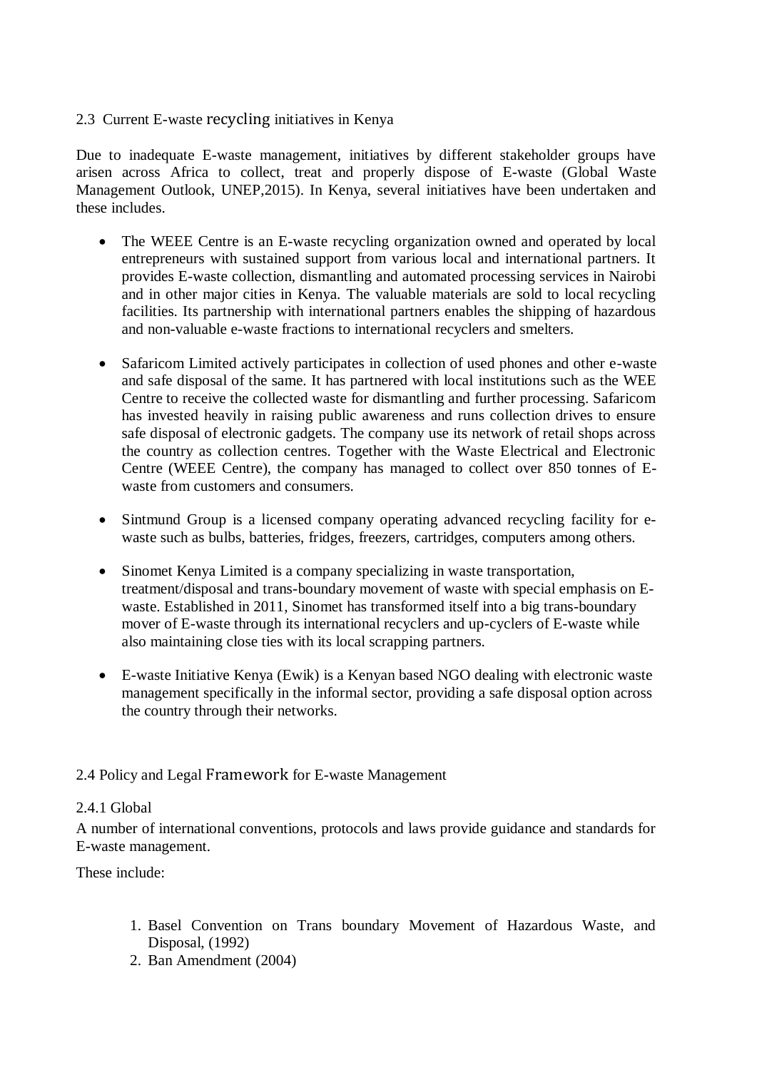## 2.3 Current E-waste recycling initiatives in Kenya

Due to inadequate E-waste management, initiatives by different stakeholder groups have arisen across Africa to collect, treat and properly dispose of E-waste (Global Waste Management Outlook, UNEP,2015). In Kenya, several initiatives have been undertaken and these includes.

- The WEEE Centre is an E-waste recycling organization owned and operated by local entrepreneurs with sustained support from various local and international partners. It provides E-waste collection, dismantling and automated processing services in Nairobi and in other major cities in Kenya. The valuable materials are sold to local recycling facilities. Its partnership with international partners enables the shipping of hazardous and non-valuable e-waste fractions to international recyclers and smelters.

- Safaricom Limited actively participates in collection of used phones and other e-waste and safe disposal of the same. It has partnered with local institutions such as the WEE Centre to receive the collected waste for dismantling and further processing. Safaricom has invested heavily in raising public awareness and runs collection drives to ensure safe disposal of electronic gadgets. The company use its network of retail shops across the country as collection centres. Together with the Waste Electrical and Electronic Centre (WEEE Centre), the company has managed to collect over 850 tonnes of E-waste from customers and consumers.

- Sintmund Group is a licensed company operating advanced recycling facility for e-waste such as bulbs, batteries, fridges, freezers, cartridges, computers among others.

- Sinomet Kenya Limited is a company specializing in waste transportation, treatment/disposal and trans-boundary movement of waste with special emphasis on E-waste. Established in 2011, Sinomet has transformed itself into a big trans-boundary mover of E-waste through its international recyclers and up-cyclers of E-waste while also maintaining close ties with its local scrapping partners.

- E-waste Initiative Kenya (Ewik) is a Kenyan based NGO dealing with electronic waste management specifically in the informal sector, providing a safe disposal option across the country through their networks.

## 2.4 Policy and Legal Framework for E-waste Management

### 2.4.1 Global

A number of international conventions, protocols and laws provide guidance and standards for E-waste management.

These include:

1. Basel Convention on Trans boundary Movement of Hazardous Waste, and Disposal, (1992)
2. Ban Amendment (2004)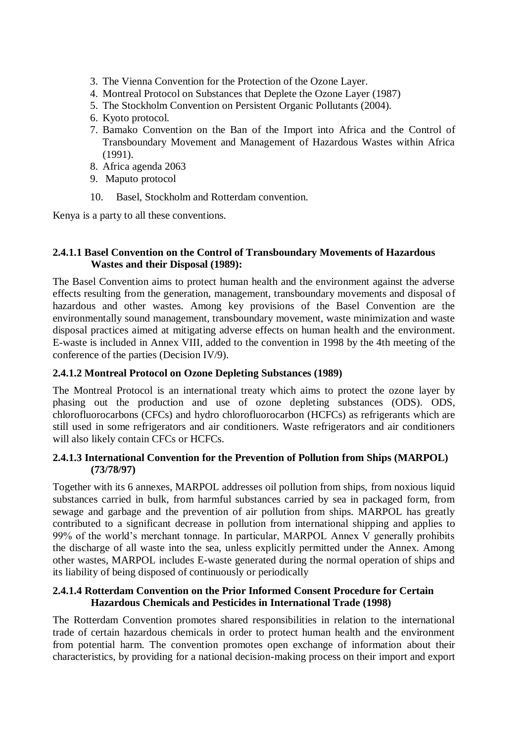3. The Vienna Convention for the Protection of the Ozone Layer.
4. Montreal Protocol on Substances that Deplete the Ozone Layer (1987)
5. The Stockholm Convention on Persistent Organic Pollutants (2004).
6. Kyoto protocol.
7. Bamako Convention on the Ban of the Import into Africa and the Control of Transboundary Movement and Management of Hazardous Wastes within Africa (1991).
8. Africa agenda 2063
9. Maputo protocol
10. Basel, Stockholm and Rotterdam convention.

Kenya is a party to all these conventions.

#### 2.4.1.1 Basel Convention on the Control of Transboundary Movements of Hazardous Wastes and their Disposal (1989):

The Basel Convention aims to protect human health and the environment against the adverse effects resulting from the generation, management, transboundary movements and disposal of hazardous and other wastes. Among key provisions of the Basel Convention are the environmentally sound management, transboundary movement, waste minimization and waste disposal practices aimed at mitigating adverse effects on human health and the environment. E-waste is included in Annex VIII, added to the convention in 1998 by the 4th meeting of the conference of the parties (Decision IV/9).

#### 2.4.1.2 Montreal Protocol on Ozone Depleting Substances (1989)

The Montreal Protocol is an international treaty which aims to protect the ozone layer by phasing out the production and use of ozone depleting substances (ODS). ODS, chlorofluorocarbons (CFCs) and hydro chlorofluorocarbon (HCFCs) as refrigerants which are still used in some refrigerators and air conditioners. Waste refrigerators and air conditioners will also likely contain CFCs or HCFCs.

#### 2.4.1.3 International Convention for the Prevention of Pollution from Ships (MARPOL) (73/78/97)

Together with its 6 annexes, MARPOL addresses oil pollution from ships, from noxious liquid substances carried in bulk, from harmful substances carried by sea in packaged form, from sewage and garbage and the prevention of air pollution from ships. MARPOL has greatly contributed to a significant decrease in pollution from international shipping and applies to 99% of the world's merchant tonnage. In particular, MARPOL Annex V generally prohibits the discharge of all waste into the sea, unless explicitly permitted under the Annex. Among other wastes, MARPOL includes E-waste generated during the normal operation of ships and its liability of being disposed of continuously or periodically

#### 2.4.1.4 Rotterdam Convention on the Prior Informed Consent Procedure for Certain Hazardous Chemicals and Pesticides in International Trade (1998)

The Rotterdam Convention promotes shared responsibilities in relation to the international trade of certain hazardous chemicals in order to protect human health and the environment from potential harm. The convention promotes open exchange of information about their characteristics, by providing for a national decision-making process on their import and export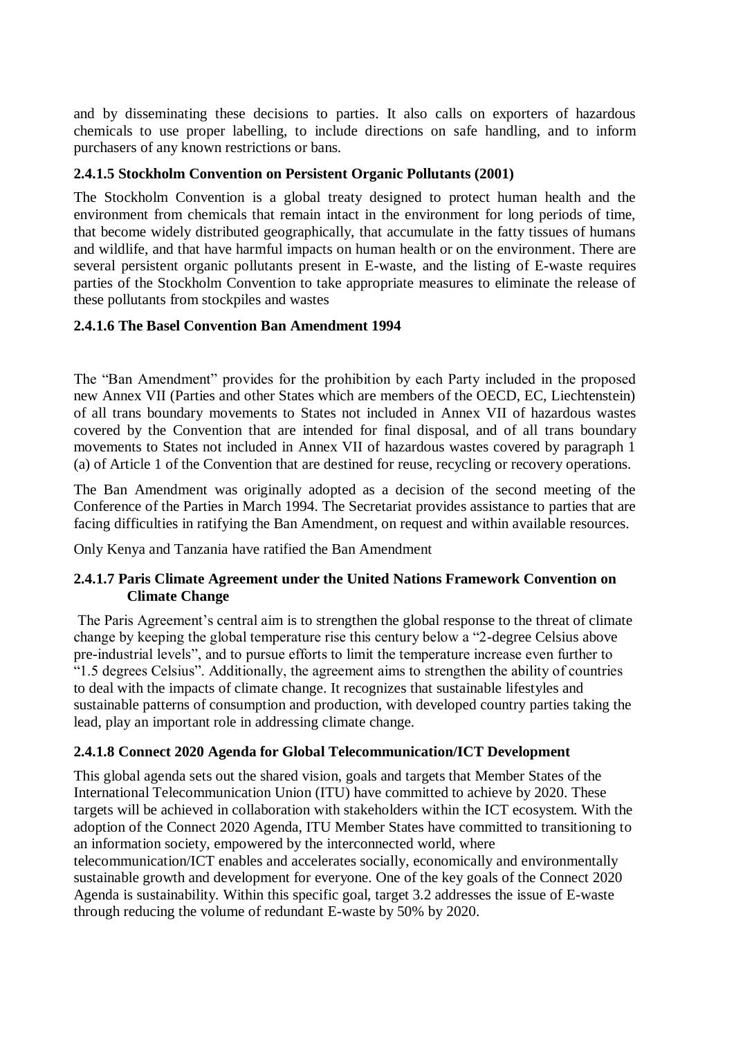and by disseminating these decisions to parties. It also calls on exporters of hazardous chemicals to use proper labelling, to include directions on safe handling, and to inform purchasers of any known restrictions or bans.

#### 2.4.1.5 Stockholm Convention on Persistent Organic Pollutants (2001)

The Stockholm Convention is a global treaty designed to protect human health and the environment from chemicals that remain intact in the environment for long periods of time, that become widely distributed geographically, that accumulate in the fatty tissues of humans and wildlife, and that have harmful impacts on human health or on the environment. There are several persistent organic pollutants present in E-waste, and the listing of E-waste requires parties of the Stockholm Convention to take appropriate measures to eliminate the release of these pollutants from stockpiles and wastes

#### 2.4.1.6 The Basel Convention Ban Amendment 1994

The "Ban Amendment" provides for the prohibition by each Party included in the proposed new Annex VII (Parties and other States which are members of the OECD, EC, Liechtenstein) of all trans boundary movements to States not included in Annex VII of hazardous wastes covered by the Convention that are intended for final disposal, and of all trans boundary movements to States not included in Annex VII of hazardous wastes covered by paragraph 1 (a) of Article 1 of the Convention that are destined for reuse, recycling or recovery operations.

The Ban Amendment was originally adopted as a decision of the second meeting of the Conference of the Parties in March 1994. The Secretariat provides assistance to parties that are facing difficulties in ratifying the Ban Amendment, on request and within available resources.

Only Kenya and Tanzania have ratified the Ban Amendment

#### 2.4.1.7 Paris Climate Agreement under the United Nations Framework Convention on Climate Change

The Paris Agreement's central aim is to strengthen the global response to the threat of climate change by keeping the global temperature rise this century below a "2-degree Celsius above pre-industrial levels", and to pursue efforts to limit the temperature increase even further to "1.5 degrees Celsius". Additionally, the agreement aims to strengthen the ability of countries to deal with the impacts of climate change. It recognizes that sustainable lifestyles and sustainable patterns of consumption and production, with developed country parties taking the lead, play an important role in addressing climate change.

#### 2.4.1.8 Connect 2020 Agenda for Global Telecommunication/ICT Development

This global agenda sets out the shared vision, goals and targets that Member States of the International Telecommunication Union (ITU) have committed to achieve by 2020. These targets will be achieved in collaboration with stakeholders within the ICT ecosystem. With the adoption of the Connect 2020 Agenda, ITU Member States have committed to transitioning to an information society, empowered by the interconnected world, where telecommunication/ICT enables and accelerates socially, economically and environmentally sustainable growth and development for everyone. One of the key goals of the Connect 2020 Agenda is sustainability. Within this specific goal, target 3.2 addresses the issue of E-waste through reducing the volume of redundant E-waste by 50% by 2020.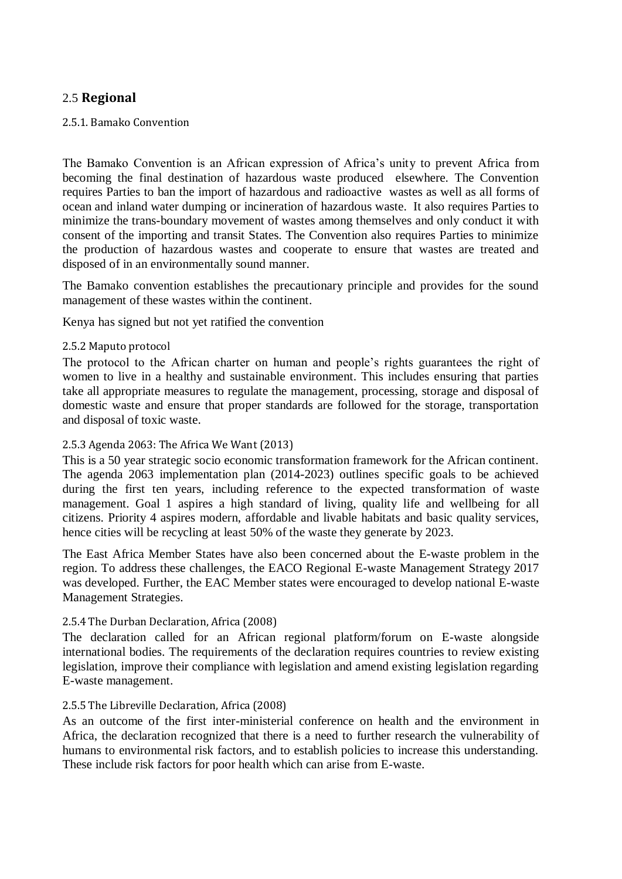## 2.5 **Regional**

### 2.5.1. Bamako Convention

The Bamako Convention is an African expression of Africa's unity to prevent Africa from becoming the final destination of hazardous waste produced elsewhere. The Convention requires Parties to ban the import of hazardous and radioactive wastes as well as all forms of ocean and inland water dumping or incineration of hazardous waste. It also requires Parties to minimize the trans-boundary movement of wastes among themselves and only conduct it with consent of the importing and transit States. The Convention also requires Parties to minimize the production of hazardous wastes and cooperate to ensure that wastes are treated and disposed of in an environmentally sound manner.

The Bamako convention establishes the precautionary principle and provides for the sound management of these wastes within the continent.

Kenya has signed but not yet ratified the convention

### 2.5.2 Maputo protocol

The protocol to the African charter on human and people's rights guarantees the right of women to live in a healthy and sustainable environment. This includes ensuring that parties take all appropriate measures to regulate the management, processing, storage and disposal of domestic waste and ensure that proper standards are followed for the storage, transportation and disposal of toxic waste.

### 2.5.3 Agenda 2063: The Africa We Want (2013)

This is a 50 year strategic socio economic transformation framework for the African continent. The agenda 2063 implementation plan (2014-2023) outlines specific goals to be achieved during the first ten years, including reference to the expected transformation of waste management. Goal 1 aspires a high standard of living, quality life and wellbeing for all citizens. Priority 4 aspires modern, affordable and livable habitats and basic quality services, hence cities will be recycling at least 50% of the waste they generate by 2023.

The East Africa Member States have also been concerned about the E-waste problem in the region. To address these challenges, the EACO Regional E-waste Management Strategy 2017 was developed. Further, the EAC Member states were encouraged to develop national E-waste Management Strategies.

### 2.5.4 The Durban Declaration, Africa (2008)

The declaration called for an African regional platform/forum on E-waste alongside international bodies. The requirements of the declaration requires countries to review existing legislation, improve their compliance with legislation and amend existing legislation regarding E-waste management.

### 2.5.5 The Libreville Declaration, Africa (2008)

As an outcome of the first inter-ministerial conference on health and the environment in Africa, the declaration recognized that there is a need to further research the vulnerability of humans to environmental risk factors, and to establish policies to increase this understanding. These include risk factors for poor health which can arise from E-waste.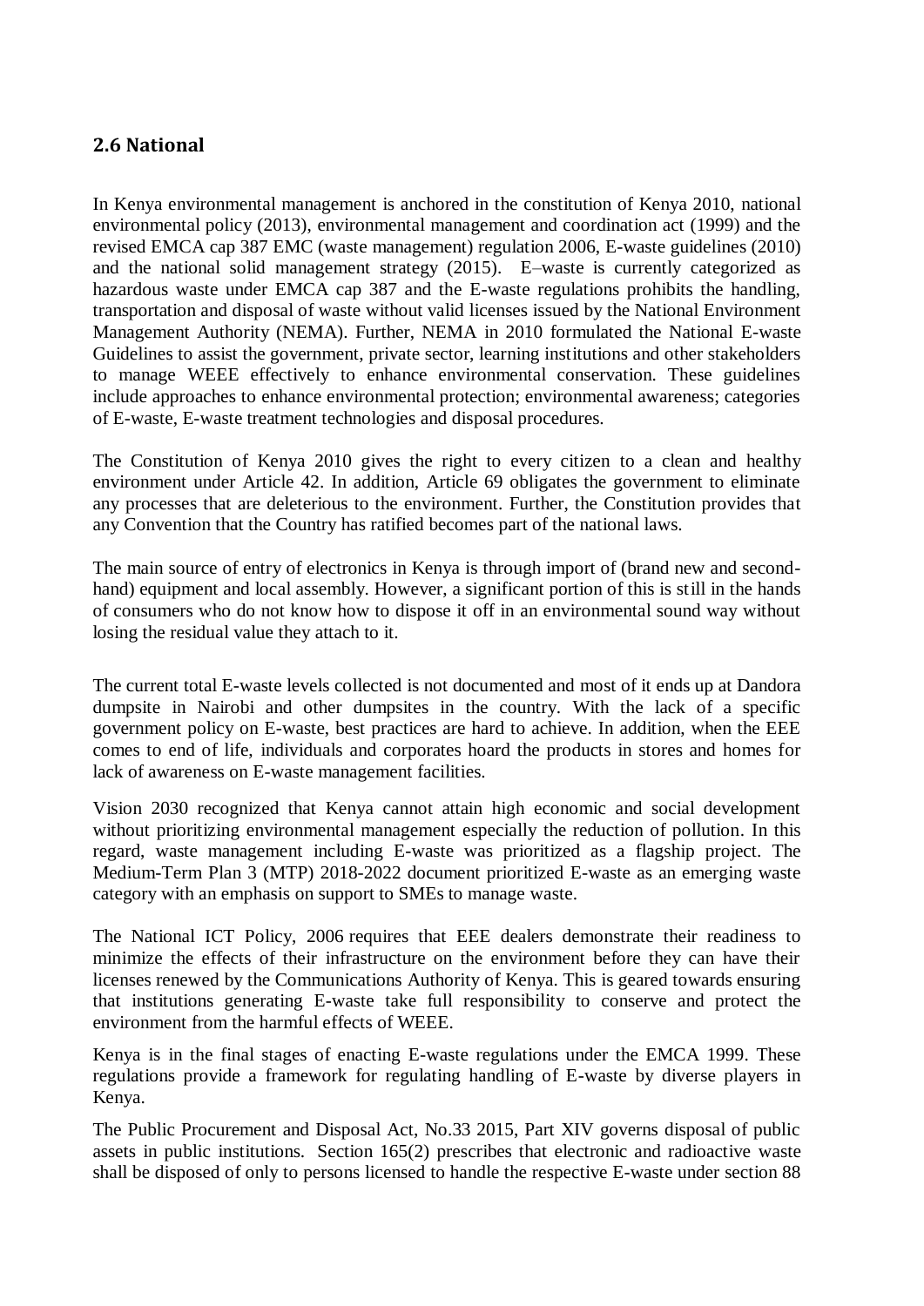## 2.6 National

In Kenya environmental management is anchored in the constitution of Kenya 2010, national environmental policy (2013), environmental management and coordination act (1999) and the revised EMCA cap 387 EMC (waste management) regulation 2006, E-waste guidelines (2010) and the national solid management strategy (2015). E–waste is currently categorized as hazardous waste under EMCA cap 387 and the E-waste regulations prohibits the handling, transportation and disposal of waste without valid licenses issued by the National Environment Management Authority (NEMA). Further, NEMA in 2010 formulated the National E-waste Guidelines to assist the government, private sector, learning institutions and other stakeholders to manage WEEE effectively to enhance environmental conservation. These guidelines include approaches to enhance environmental protection; environmental awareness; categories of E-waste, E-waste treatment technologies and disposal procedures.

The Constitution of Kenya 2010 gives the right to every citizen to a clean and healthy environment under Article 42. In addition, Article 69 obligates the government to eliminate any processes that are deleterious to the environment. Further, the Constitution provides that any Convention that the Country has ratified becomes part of the national laws.

The main source of entry of electronics in Kenya is through import of (brand new and second-hand) equipment and local assembly. However, a significant portion of this is still in the hands of consumers who do not know how to dispose it off in an environmental sound way without losing the residual value they attach to it.

The current total E-waste levels collected is not documented and most of it ends up at Dandora dumpsite in Nairobi and other dumpsites in the country. With the lack of a specific government policy on E-waste, best practices are hard to achieve. In addition, when the EEE comes to end of life, individuals and corporates hoard the products in stores and homes for lack of awareness on E-waste management facilities.

Vision 2030 recognized that Kenya cannot attain high economic and social development without prioritizing environmental management especially the reduction of pollution. In this regard, waste management including E-waste was prioritized as a flagship project. The Medium-Term Plan 3 (MTP) 2018-2022 document prioritized E-waste as an emerging waste category with an emphasis on support to SMEs to manage waste.

The National ICT Policy, 2006 requires that EEE dealers demonstrate their readiness to minimize the effects of their infrastructure on the environment before they can have their licenses renewed by the Communications Authority of Kenya. This is geared towards ensuring that institutions generating E-waste take full responsibility to conserve and protect the environment from the harmful effects of WEEE.

Kenya is in the final stages of enacting E-waste regulations under the EMCA 1999. These regulations provide a framework for regulating handling of E-waste by diverse players in Kenya.

The Public Procurement and Disposal Act, No.33 2015, Part XIV governs disposal of public assets in public institutions. Section 165(2) prescribes that electronic and radioactive waste shall be disposed of only to persons licensed to handle the respective E-waste under section 88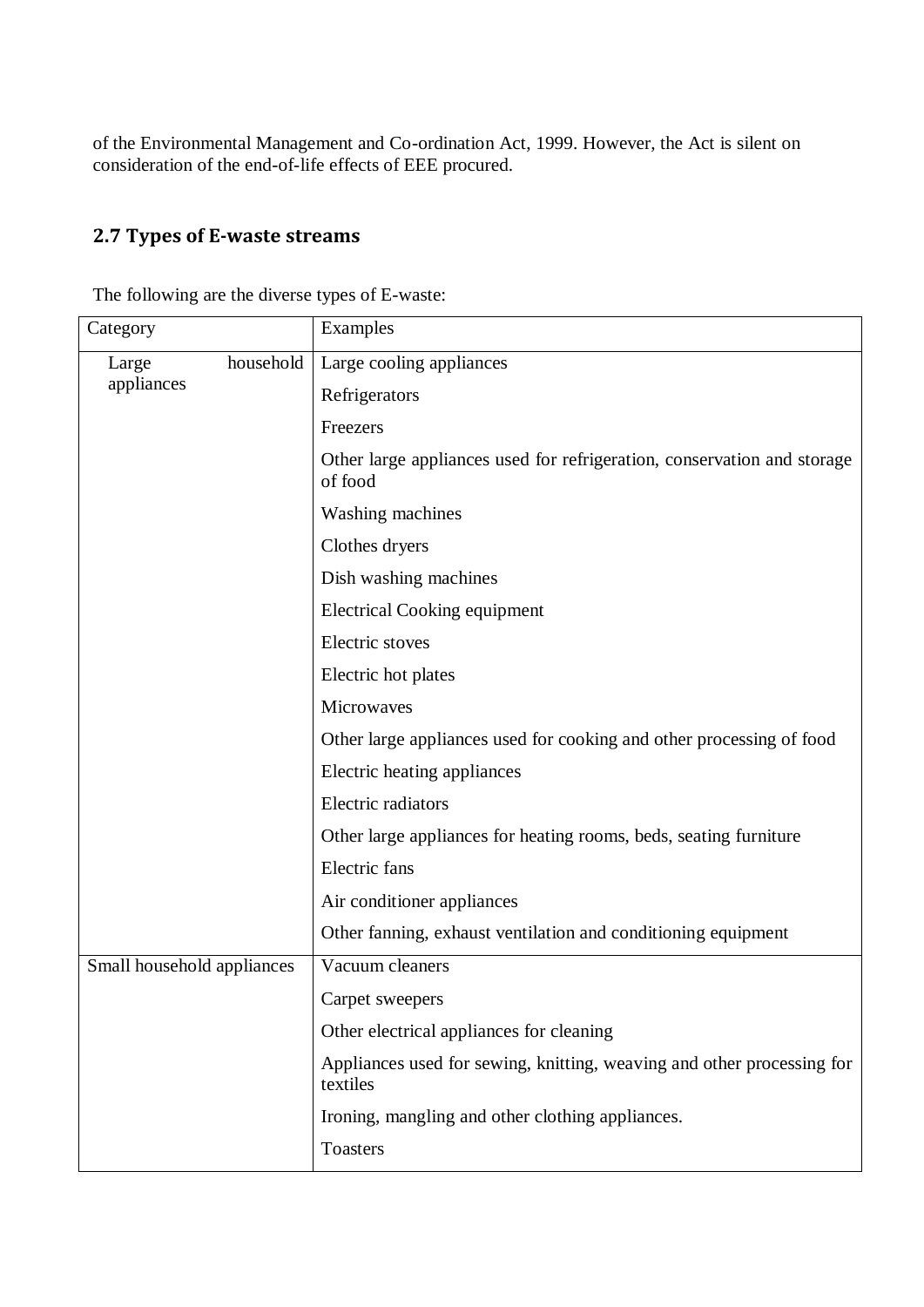of the Environmental Management and Co-ordination Act, 1999. However, the Act is silent on consideration of the end-of-life effects of EEE procured.

## 2.7 Types of E-waste streams

The following are the diverse types of E-waste:

| Category | Examples |
| --- | --- |
| Large household appliances | Large cooling appliances |
| | Refrigerators |
| | Freezers |
| | Other large appliances used for refrigeration, conservation and storage of food |
| | Washing machines |
| | Clothes dryers |
| | Dish washing machines |
| | Electrical Cooking equipment |
| | Electric stoves |
| | Electric hot plates |
| | Microwaves |
| | Other large appliances used for cooking and other processing of food |
| | Electric heating appliances |
| | Electric radiators |
| | Other large appliances for heating rooms, beds, seating furniture |
| | Electric fans |
| | Air conditioner appliances |
| | Other fanning, exhaust ventilation and conditioning equipment |
| Small household appliances | Vacuum cleaners |
| | Carpet sweepers |
| | Other electrical appliances for cleaning |
| | Appliances used for sewing, knitting, weaving and other processing for textiles |
| | Ironing, mangling and other clothing appliances. |
| | Toasters |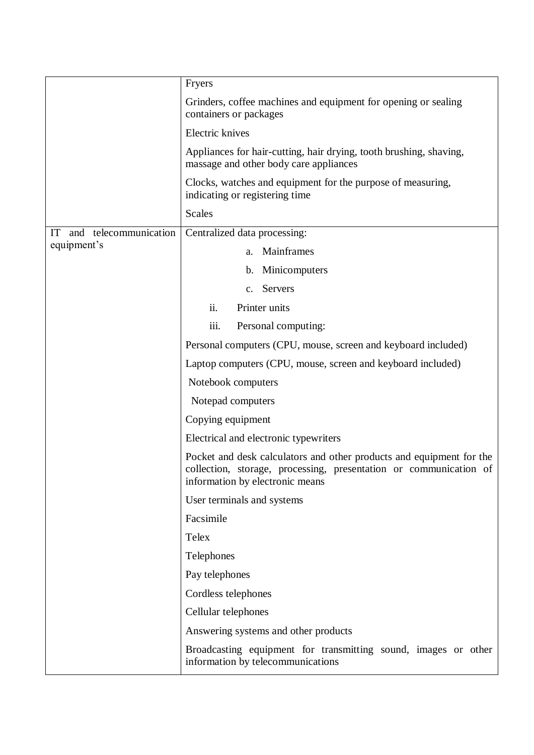| | |
|---|---|
| | Fryers |
| | Grinders, coffee machines and equipment for opening or sealing containers or packages |
| | Electric knives |
| | Appliances for hair-cutting, hair drying, tooth brushing, shaving, massage and other body care appliances |
| | Clocks, watches and equipment for the purpose of measuring, indicating or registering time |
| | Scales |
| IT and telecommunication equipment's | Centralized data processing: |
| | a. Mainframes |
| | b. Minicomputers |
| | c. Servers |
| | ii. Printer units |
| | iii. Personal computing: |
| | Personal computers (CPU, mouse, screen and keyboard included) |
| | Laptop computers (CPU, mouse, screen and keyboard included) |
| | Notebook computers |
| | Notepad computers |
| | Copying equipment |
| | Electrical and electronic typewriters |
| | Pocket and desk calculators and other products and equipment for the collection, storage, processing, presentation or communication of information by electronic means |
| | User terminals and systems |
| | Facsimile |
| | Telex |
| | Telephones |
| | Pay telephones |
| | Cordless telephones |
| | Cellular telephones |
| | Answering systems and other products |
| | Broadcasting equipment for transmitting sound, images or other information by telecommunications |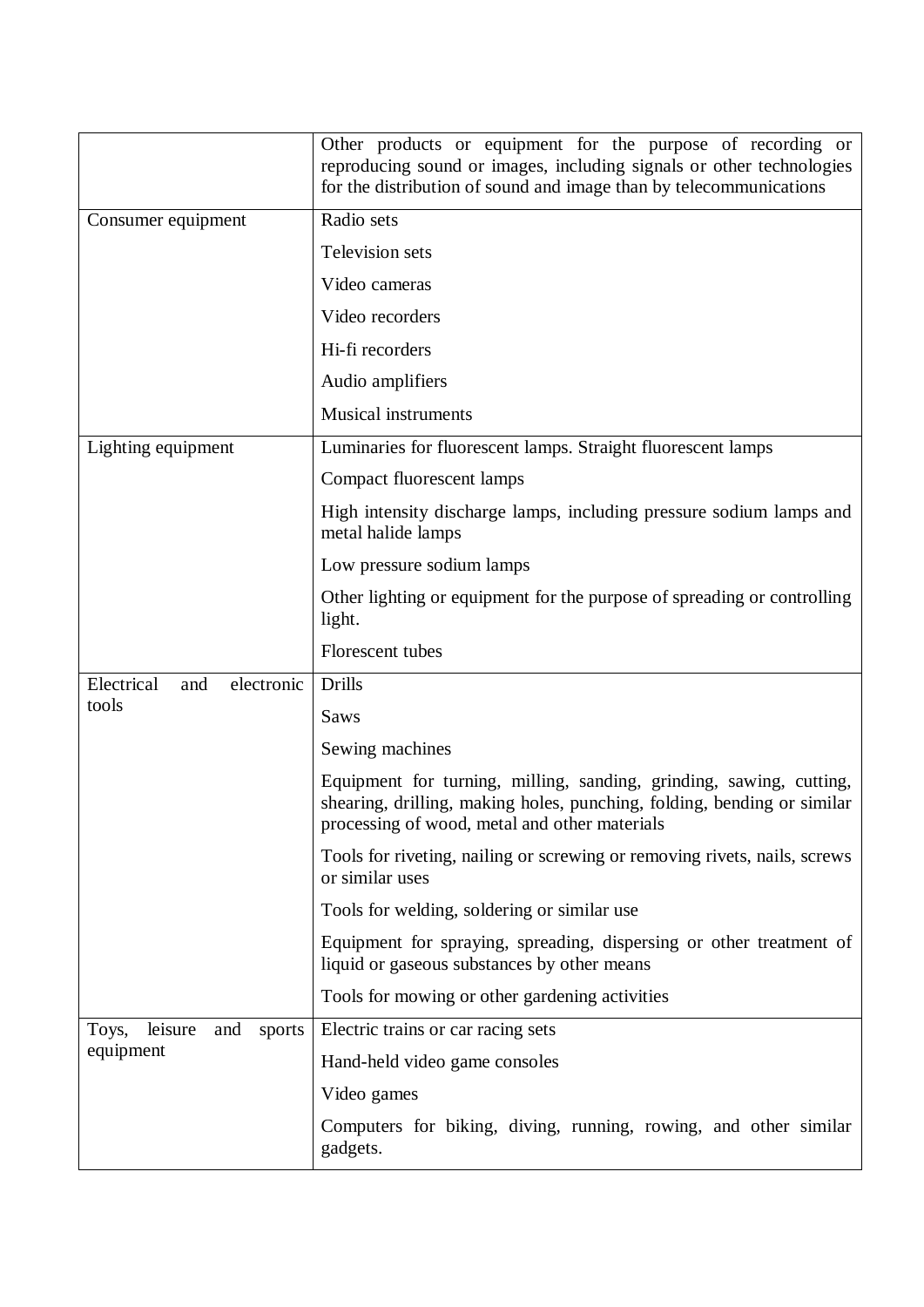| | |
|---|---|
| | Other products or equipment for the purpose of recording or reproducing sound or images, including signals or other technologies for the distribution of sound and image than by telecommunications |
| Consumer equipment | Radio sets |
| | Television sets |
| | Video cameras |
| | Video recorders |
| | Hi-fi recorders |
| | Audio amplifiers |
| | Musical instruments |
| Lighting equipment | Luminaries for fluorescent lamps. Straight fluorescent lamps |
| | Compact fluorescent lamps |
| | High intensity discharge lamps, including pressure sodium lamps and metal halide lamps |
| | Low pressure sodium lamps |
| | Other lighting or equipment for the purpose of spreading or controlling light. |
| | Florescent tubes |
| Electrical and electronic tools | Drills |
| | Saws |
| | Sewing machines |
| | Equipment for turning, milling, sanding, grinding, sawing, cutting, shearing, drilling, making holes, punching, folding, bending or similar processing of wood, metal and other materials |
| | Tools for riveting, nailing or screwing or removing rivets, nails, screws or similar uses |
| | Tools for welding, soldering or similar use |
| | Equipment for spraying, spreading, dispersing or other treatment of liquid or gaseous substances by other means |
| | Tools for mowing or other gardening activities |
| Toys, leisure and sports equipment | Electric trains or car racing sets |
| | Hand-held video game consoles |
| | Video games |
| | Computers for biking, diving, running, rowing, and other similar gadgets. |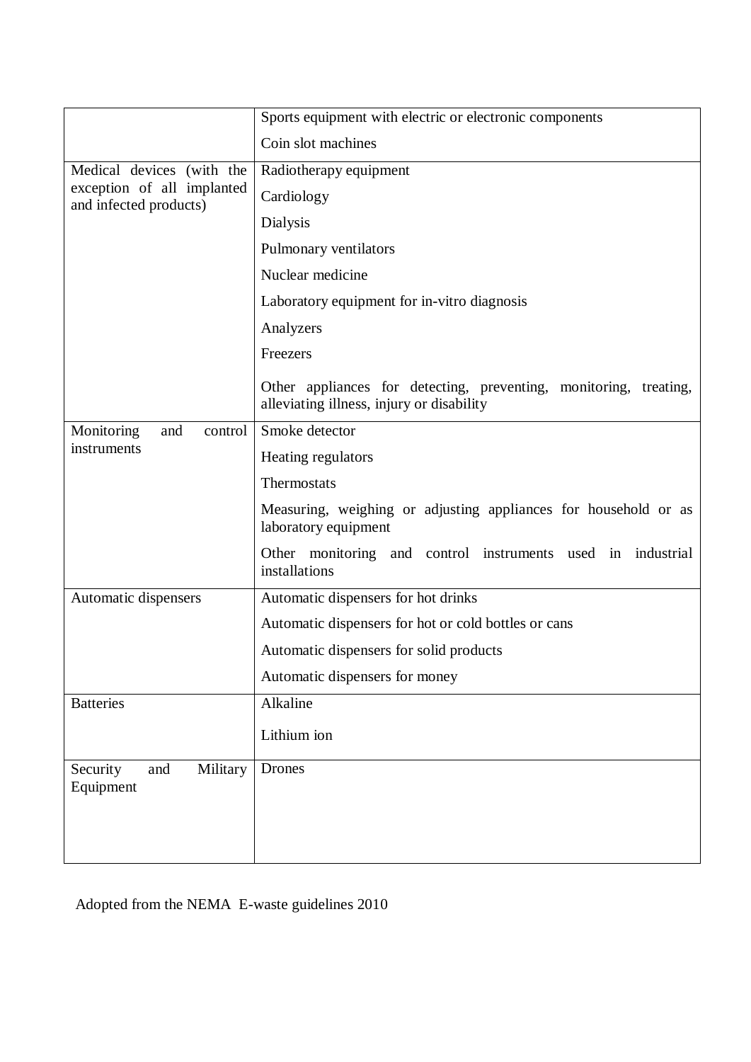| | |
|---|---|
| | Sports equipment with electric or electronic components |
| | Coin slot machines |
| Medical devices (with the exception of all implanted and infected products) | Radiotherapy equipment |
| | Cardiology |
| | Dialysis |
| | Pulmonary ventilators |
| | Nuclear medicine |
| | Laboratory equipment for in-vitro diagnosis |
| | Analyzers |
| | Freezers |
| | Other appliances for detecting, preventing, monitoring, treating, alleviating illness, injury or disability |
| Monitoring and control instruments | Smoke detector |
| | Heating regulators |
| | Thermostats |
| | Measuring, weighing or adjusting appliances for household or as laboratory equipment |
| | Other monitoring and control instruments used in industrial installations |
| Automatic dispensers | Automatic dispensers for hot drinks |
| | Automatic dispensers for hot or cold bottles or cans |
| | Automatic dispensers for solid products |
| | Automatic dispensers for money |
| Batteries | Alkaline |
| | Lithium ion |
| Security and Military Equipment | Drones |

Adopted from the NEMA E-waste guidelines 2010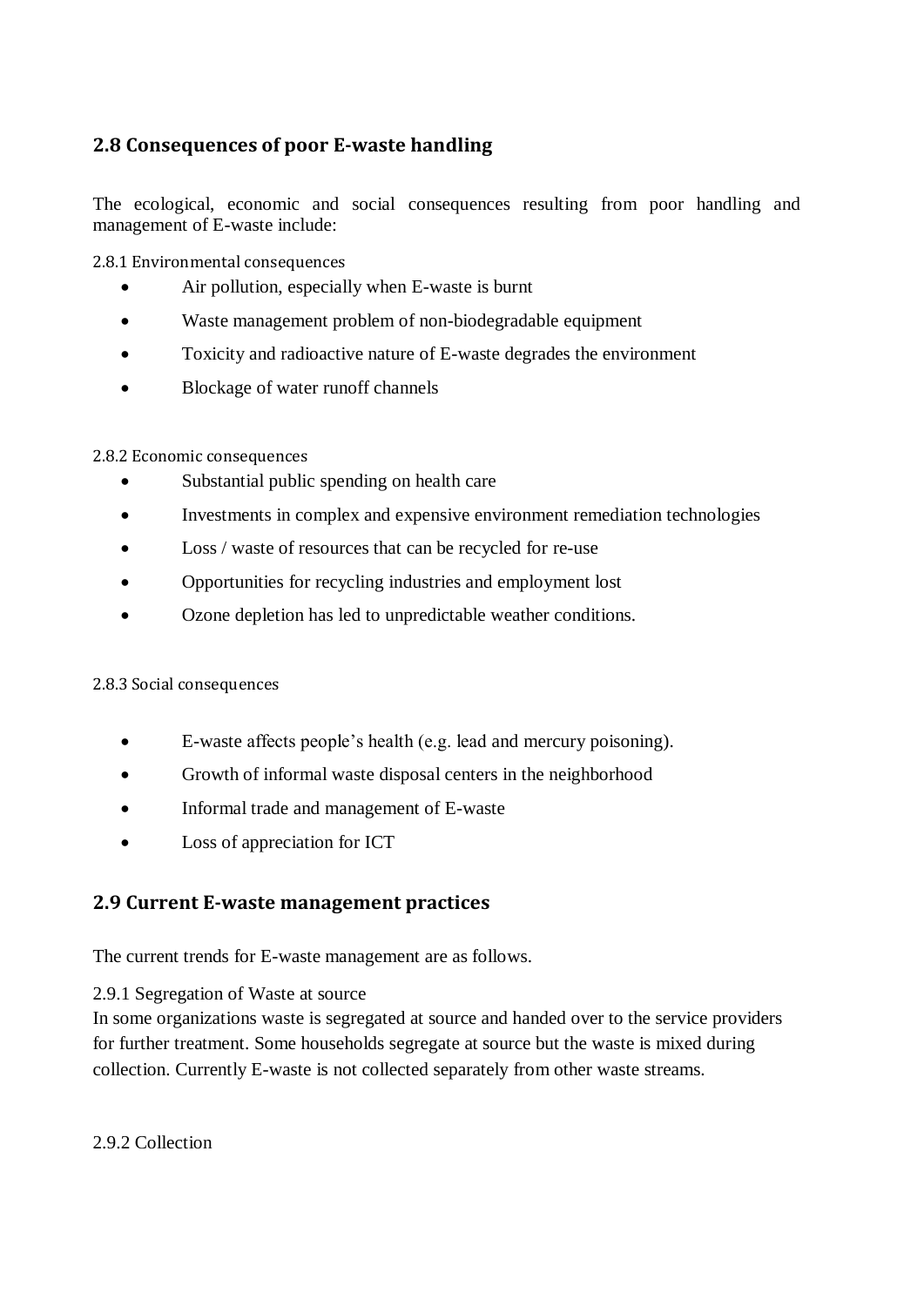## 2.8 Consequences of poor E-waste handling

The ecological, economic and social consequences resulting from poor handling and management of E-waste include:

2.8.1 Environmental consequences

- Air pollution, especially when E-waste is burnt
- Waste management problem of non-biodegradable equipment
- Toxicity and radioactive nature of E-waste degrades the environment
- Blockage of water runoff channels

2.8.2 Economic consequences

- Substantial public spending on health care
- Investments in complex and expensive environment remediation technologies
- Loss / waste of resources that can be recycled for re-use
- Opportunities for recycling industries and employment lost
- Ozone depletion has led to unpredictable weather conditions.

2.8.3 Social consequences

- E-waste affects people's health (e.g. lead and mercury poisoning).
- Growth of informal waste disposal centers in the neighborhood
- Informal trade and management of E-waste
- Loss of appreciation for ICT

## 2.9 Current E-waste management practices

The current trends for E-waste management are as follows.

2.9.1 Segregation of Waste at source

In some organizations waste is segregated at source and handed over to the service providers for further treatment. Some households segregate at source but the waste is mixed during collection. Currently E-waste is not collected separately from other waste streams.

2.9.2 Collection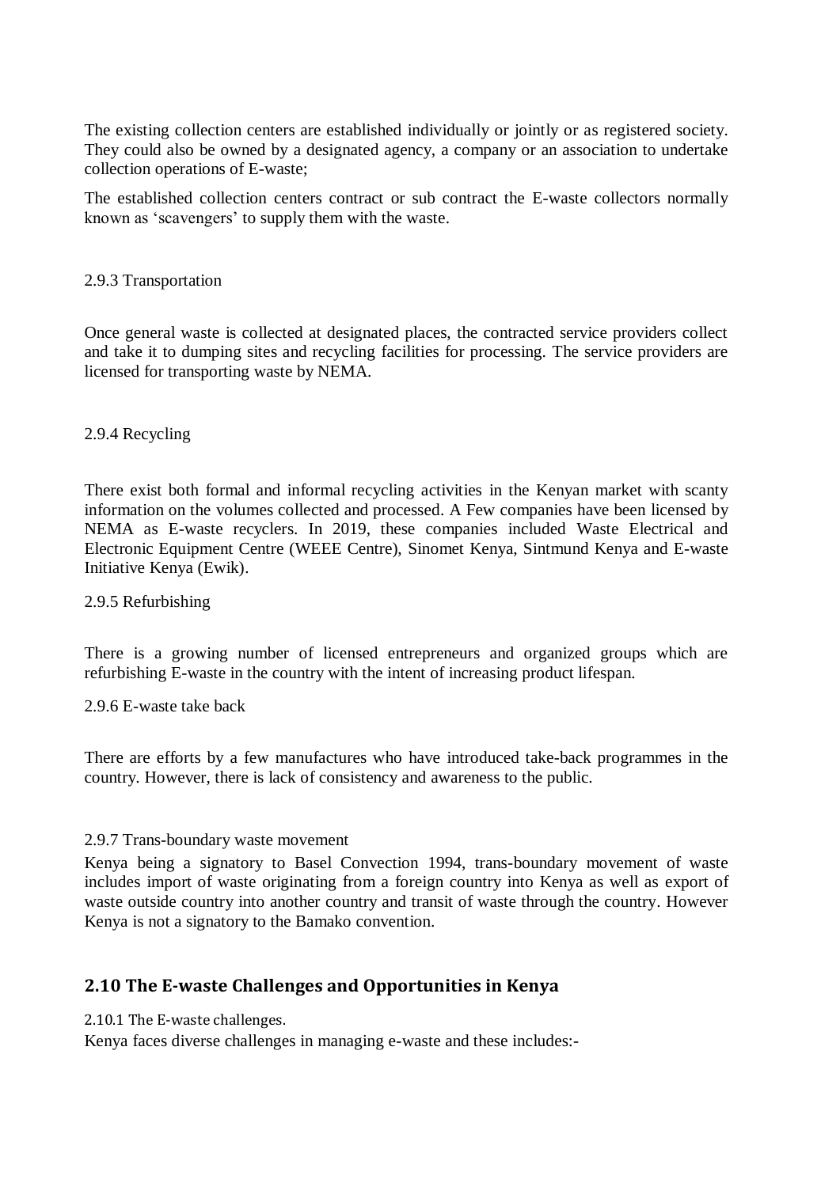The existing collection centers are established individually or jointly or as registered society. They could also be owned by a designated agency, a company or an association to undertake collection operations of E-waste;

The established collection centers contract or sub contract the E-waste collectors normally known as 'scavengers' to supply them with the waste.

2.9.3 Transportation

Once general waste is collected at designated places, the contracted service providers collect and take it to dumping sites and recycling facilities for processing. The service providers are licensed for transporting waste by NEMA.

2.9.4 Recycling

There exist both formal and informal recycling activities in the Kenyan market with scanty information on the volumes collected and processed. A Few companies have been licensed by NEMA as E-waste recyclers. In 2019, these companies included Waste Electrical and Electronic Equipment Centre (WEEE Centre), Sinomet Kenya, Sintmund Kenya and E-waste Initiative Kenya (Ewik).

2.9.5 Refurbishing

There is a growing number of licensed entrepreneurs and organized groups which are refurbishing E-waste in the country with the intent of increasing product lifespan.

2.9.6 E-waste take back

There are efforts by a few manufactures who have introduced take-back programmes in the country. However, there is lack of consistency and awareness to the public.

2.9.7 Trans-boundary waste movement

Kenya being a signatory to Basel Convection 1994, trans-boundary movement of waste includes import of waste originating from a foreign country into Kenya as well as export of waste outside country into another country and transit of waste through the country. However Kenya is not a signatory to the Bamako convention.

## 2.10 The E-waste Challenges and Opportunities in Kenya

2.10.1 The E-waste challenges.

Kenya faces diverse challenges in managing e-waste and these includes:-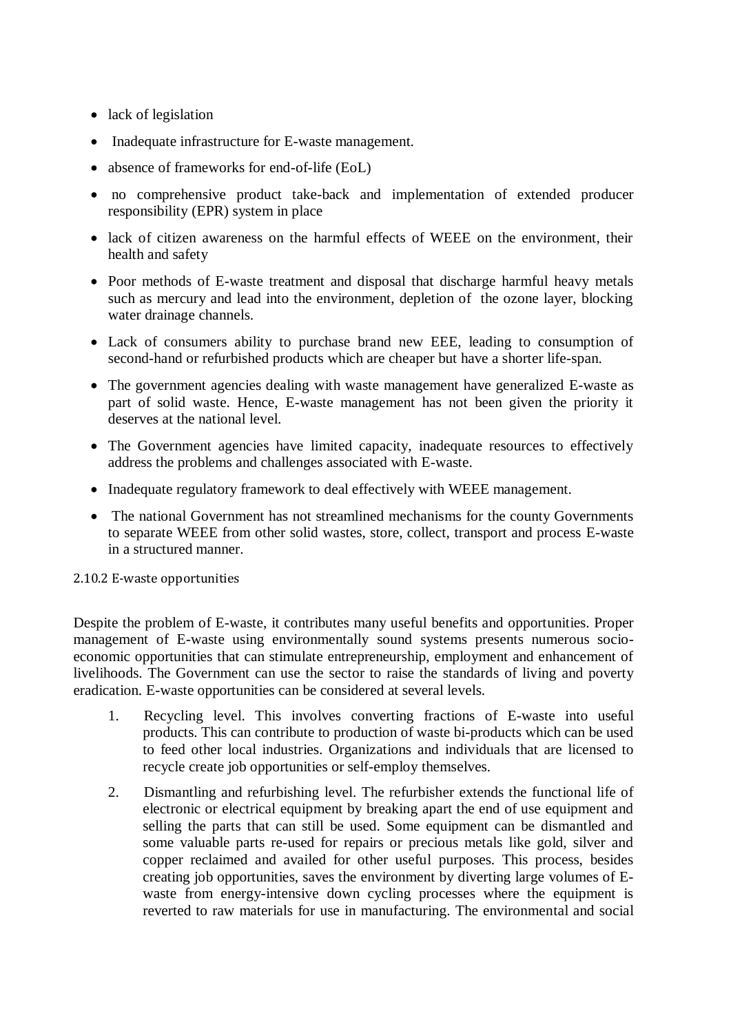- lack of legislation
- Inadequate infrastructure for E-waste management.
- absence of frameworks for end-of-life (EoL)
- no comprehensive product take-back and implementation of extended producer responsibility (EPR) system in place
- lack of citizen awareness on the harmful effects of WEEE on the environment, their health and safety
- Poor methods of E-waste treatment and disposal that discharge harmful heavy metals such as mercury and lead into the environment, depletion of the ozone layer, blocking water drainage channels.
- Lack of consumers ability to purchase brand new EEE, leading to consumption of second-hand or refurbished products which are cheaper but have a shorter life-span.
- The government agencies dealing with waste management have generalized E-waste as part of solid waste. Hence, E-waste management has not been given the priority it deserves at the national level.
- The Government agencies have limited capacity, inadequate resources to effectively address the problems and challenges associated with E-waste.
- Inadequate regulatory framework to deal effectively with WEEE management.
- The national Government has not streamlined mechanisms for the county Governments to separate WEEE from other solid wastes, store, collect, transport and process E-waste in a structured manner.

### 2.10.2 E-waste opportunities

Despite the problem of E-waste, it contributes many useful benefits and opportunities. Proper management of E-waste using environmentally sound systems presents numerous socio-economic opportunities that can stimulate entrepreneurship, employment and enhancement of livelihoods. The Government can use the sector to raise the standards of living and poverty eradication. E-waste opportunities can be considered at several levels.

1. Recycling level. This involves converting fractions of E-waste into useful products. This can contribute to production of waste bi-products which can be used to feed other local industries. Organizations and individuals that are licensed to recycle create job opportunities or self-employ themselves.
2. Dismantling and refurbishing level. The refurbisher extends the functional life of electronic or electrical equipment by breaking apart the end of use equipment and selling the parts that can still be used. Some equipment can be dismantled and some valuable parts re-used for repairs or precious metals like gold, silver and copper reclaimed and availed for other useful purposes. This process, besides creating job opportunities, saves the environment by diverting large volumes of E-waste from energy-intensive down cycling processes where the equipment is reverted to raw materials for use in manufacturing. The environmental and social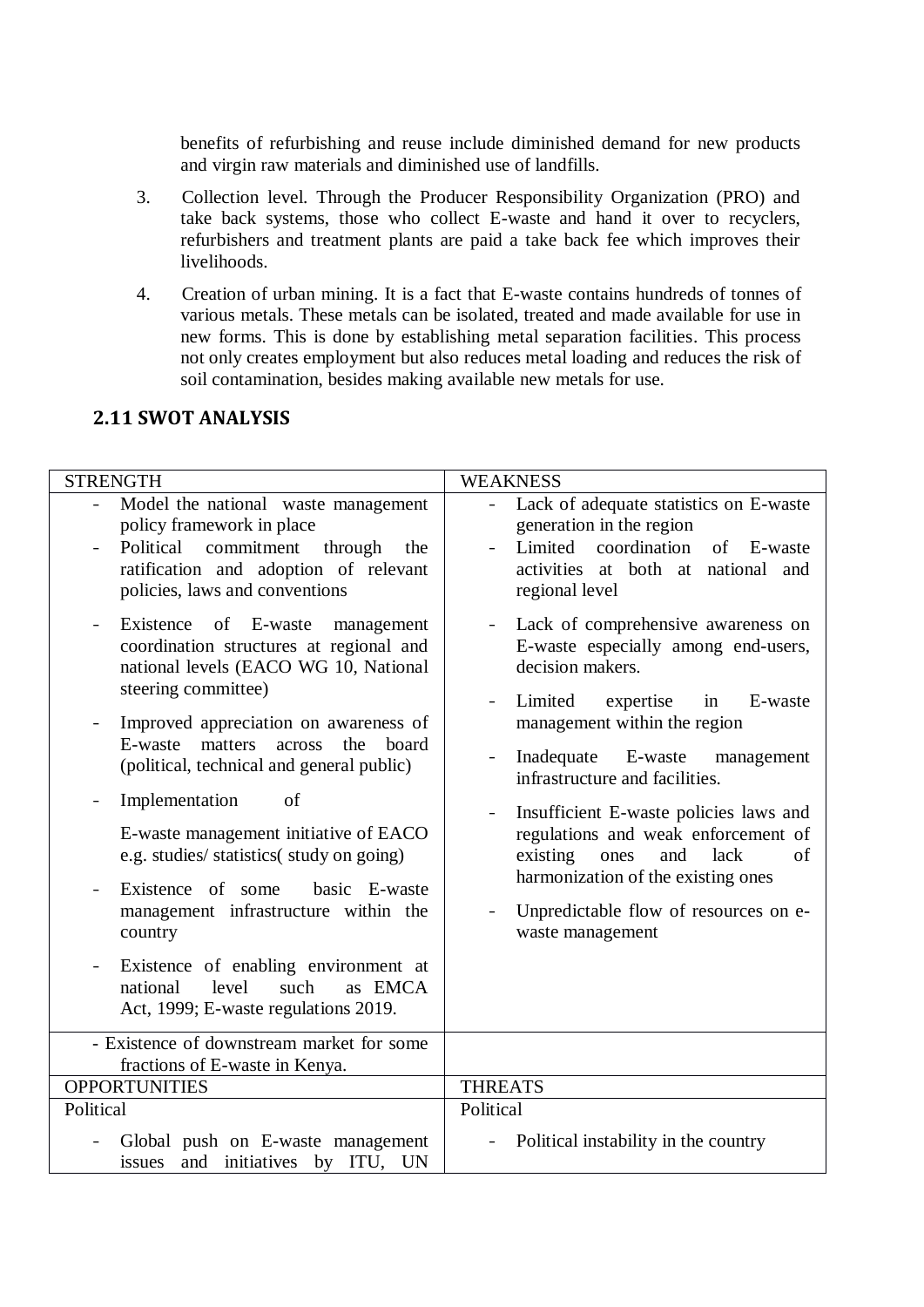benefits of refurbishing and reuse include diminished demand for new products and virgin raw materials and diminished use of landfills.

3. Collection level. Through the Producer Responsibility Organization (PRO) and take back systems, those who collect E-waste and hand it over to recyclers, refurbishers and treatment plants are paid a take back fee which improves their livelihoods.

4. Creation of urban mining. It is a fact that E-waste contains hundreds of tonnes of various metals. These metals can be isolated, treated and made available for use in new forms. This is done by establishing metal separation facilities. This process not only creates employment but also reduces metal loading and reduces the risk of soil contamination, besides making available new metals for use.

## 2.11 SWOT ANALYSIS

| STRENGTH | WEAKNESS |
|---|---|
| - Model the national waste management policy framework in place<br>- Political commitment through the ratification and adoption of relevant policies, laws and conventions<br>- Existence of E-waste management coordination structures at regional and national levels (EACO WG 10, National steering committee)<br>- Improved appreciation on awareness of E-waste matters across the board (political, technical and general public)<br>- Implementation of<br>E-waste management initiative of EACO e.g. studies/ statistics( study on going)<br>- Existence of some basic E-waste management infrastructure within the country<br>- Existence of enabling environment at national level such as EMCA Act, 1999; E-waste regulations 2019. | - Lack of adequate statistics on E-waste generation in the region<br>- Limited coordination of E-waste activities at both at national and regional level<br>- Lack of comprehensive awareness on E-waste especially among end-users, decision makers.<br>- Limited expertise in E-waste management within the region<br>- Inadequate E-waste management infrastructure and facilities.<br>- Insufficient E-waste policies laws and regulations and weak enforcement of existing ones and lack of harmonization of the existing ones<br>- Unpredictable flow of resources on e-waste management |
| - Existence of downstream market for some fractions of E-waste in Kenya. | |
| OPPORTUNITIES | THREATS |
| Political | Political |
| - Global push on E-waste management issues and initiatives by ITU, UN | - Political instability in the country |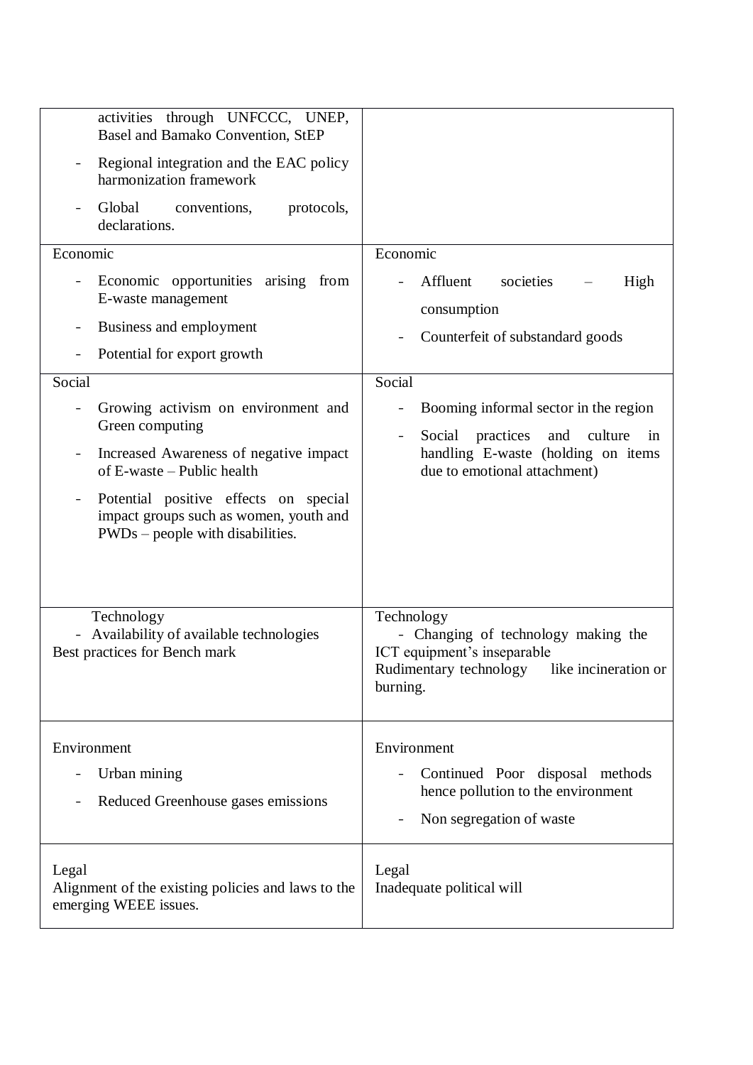| | |
|---|---|
| activities through UNFCCC, UNEP, Basel and Bamako Convention, StEP<br>- Regional integration and the EAC policy harmonization framework<br>- Global conventions, protocols, declarations. | |
| Economic<br>- Economic opportunities arising from E-waste management<br>- Business and employment<br>- Potential for export growth | Economic<br>- Affluent societies – High consumption<br>- Counterfeit of substandard goods |
| Social<br>- Growing activism on environment and Green computing<br>- Increased Awareness of negative impact of E-waste – Public health<br>- Potential positive effects on special impact groups such as women, youth and PWDs – people with disabilities. | Social<br>- Booming informal sector in the region<br>- Social practices and culture in handling E-waste (holding on items due to emotional attachment) |
| Technology<br>- Availability of available technologies<br>Best practices for Bench mark | Technology<br>- Changing of technology making the ICT equipment's inseparable<br>Rudimentary technology like incineration or burning. |
| Environment<br>- Urban mining<br>- Reduced Greenhouse gases emissions | Environment<br>- Continued Poor disposal methods hence pollution to the environment<br>- Non segregation of waste |
| Legal<br>Alignment of the existing policies and laws to the emerging WEEE issues. | Legal<br>Inadequate political will |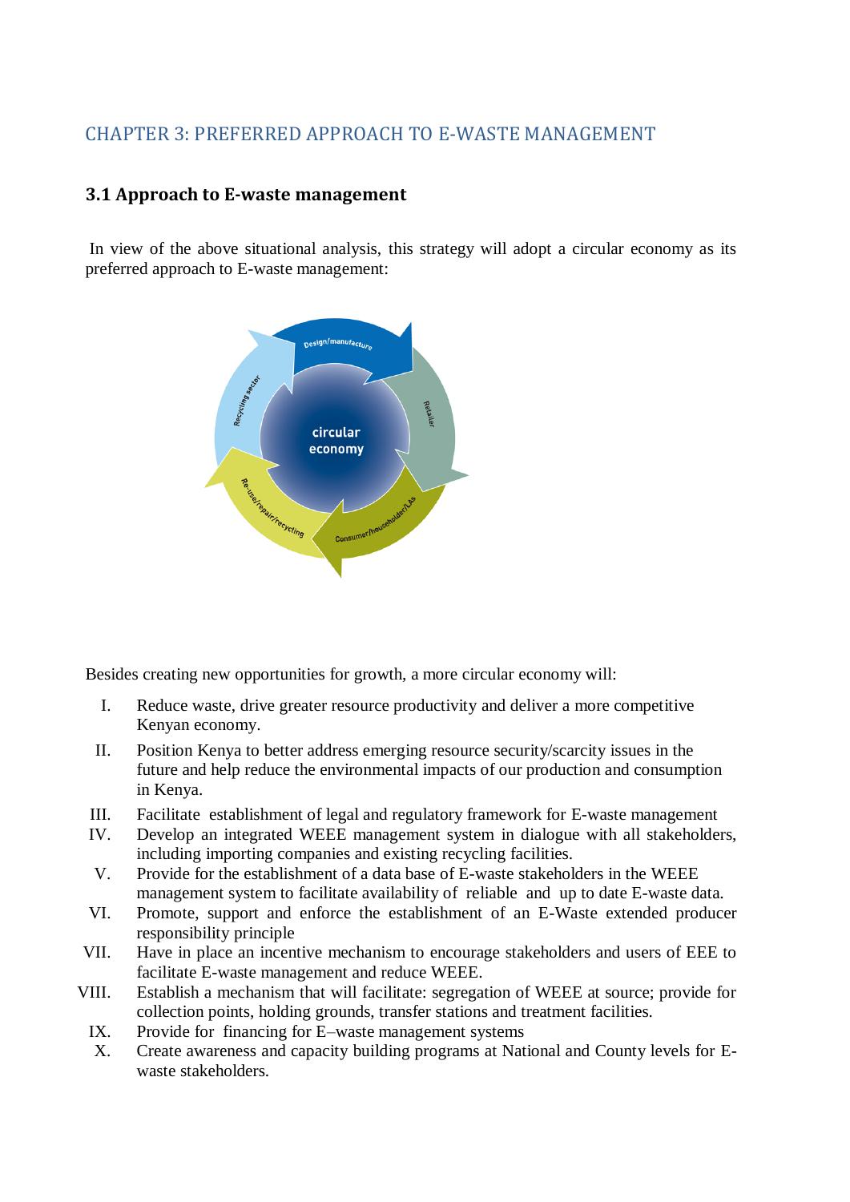## CHAPTER 3: PREFERRED APPROACH TO E-WASTE MANAGEMENT

### 3.1 Approach to E-waste management

In view of the above situational analysis, this strategy will adopt a circular economy as its preferred approach to E-waste management:

Besides creating new opportunities for growth, a more circular economy will:

I. Reduce waste, drive greater resource productivity and deliver a more competitive Kenyan economy.

II. Position Kenya to better address emerging resource security/scarcity issues in the future and help reduce the environmental impacts of our production and consumption in Kenya.

III. Facilitate establishment of legal and regulatory framework for E-waste management

IV. Develop an integrated WEEE management system in dialogue with all stakeholders, including importing companies and existing recycling facilities.

V. Provide for the establishment of a data base of E-waste stakeholders in the WEEE management system to facilitate availability of reliable and up to date E-waste data.

VI. Promote, support and enforce the establishment of an E-Waste extended producer responsibility principle

VII. Have in place an incentive mechanism to encourage stakeholders and users of EEE to facilitate E-waste management and reduce WEEE.

VIII. Establish a mechanism that will facilitate: segregation of WEEE at source; provide for collection points, holding grounds, transfer stations and treatment facilities.

IX. Provide for financing for E–waste management systems

X. Create awareness and capacity building programs at National and County levels for E-waste stakeholders.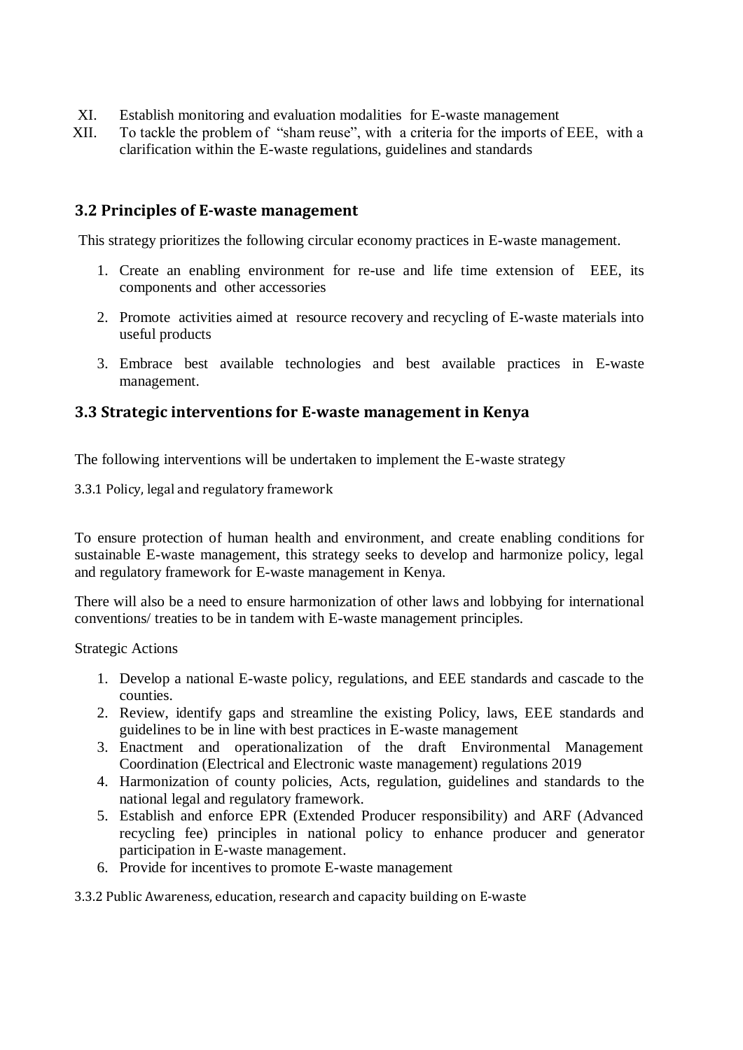XI. Establish monitoring and evaluation modalities for E-waste management

XII. To tackle the problem of "sham reuse", with a criteria for the imports of EEE, with a clarification within the E-waste regulations, guidelines and standards

## 3.2 Principles of E-waste management

This strategy prioritizes the following circular economy practices in E-waste management.

1. Create an enabling environment for re-use and life time extension of EEE, its components and other accessories
2. Promote activities aimed at resource recovery and recycling of E-waste materials into useful products
3. Embrace best available technologies and best available practices in E-waste management.

## 3.3 Strategic interventions for E-waste management in Kenya

The following interventions will be undertaken to implement the E-waste strategy

### 3.3.1 Policy, legal and regulatory framework

To ensure protection of human health and environment, and create enabling conditions for sustainable E-waste management, this strategy seeks to develop and harmonize policy, legal and regulatory framework for E-waste management in Kenya.

There will also be a need to ensure harmonization of other laws and lobbying for international conventions/ treaties to be in tandem with E-waste management principles.

Strategic Actions

1. Develop a national E-waste policy, regulations, and EEE standards and cascade to the counties.
2. Review, identify gaps and streamline the existing Policy, laws, EEE standards and guidelines to be in line with best practices in E-waste management
3. Enactment and operationalization of the draft Environmental Management Coordination (Electrical and Electronic waste management) regulations 2019
4. Harmonization of county policies, Acts, regulation, guidelines and standards to the national legal and regulatory framework.
5. Establish and enforce EPR (Extended Producer responsibility) and ARF (Advanced recycling fee) principles in national policy to enhance producer and generator participation in E-waste management.
6. Provide for incentives to promote E-waste management

### 3.3.2 Public Awareness, education, research and capacity building on E-waste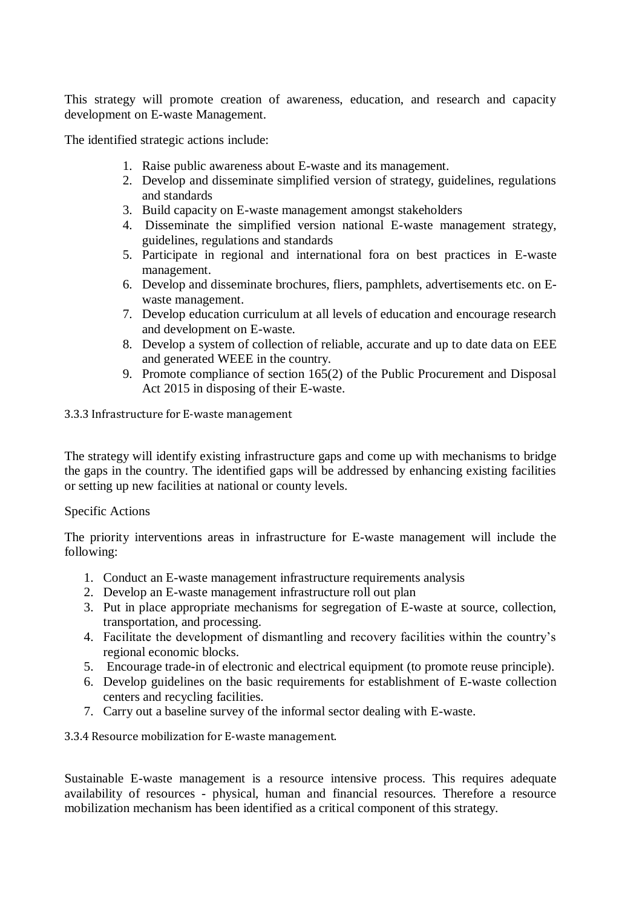This strategy will promote creation of awareness, education, and research and capacity development on E-waste Management.

The identified strategic actions include:

1. Raise public awareness about E-waste and its management.
2. Develop and disseminate simplified version of strategy, guidelines, regulations and standards
3. Build capacity on E-waste management amongst stakeholders
4. Disseminate the simplified version national E-waste management strategy, guidelines, regulations and standards
5. Participate in regional and international fora on best practices in E-waste management.
6. Develop and disseminate brochures, fliers, pamphlets, advertisements etc. on E-waste management.
7. Develop education curriculum at all levels of education and encourage research and development on E-waste.
8. Develop a system of collection of reliable, accurate and up to date data on EEE and generated WEEE in the country.
9. Promote compliance of section 165(2) of the Public Procurement and Disposal Act 2015 in disposing of their E-waste.

### 3.3.3 Infrastructure for E-waste management

The strategy will identify existing infrastructure gaps and come up with mechanisms to bridge the gaps in the country. The identified gaps will be addressed by enhancing existing facilities or setting up new facilities at national or county levels.

Specific Actions

The priority interventions areas in infrastructure for E-waste management will include the following:

1. Conduct an E-waste management infrastructure requirements analysis
2. Develop an E-waste management infrastructure roll out plan
3. Put in place appropriate mechanisms for segregation of E-waste at source, collection, transportation, and processing.
4. Facilitate the development of dismantling and recovery facilities within the country's regional economic blocks.
5. Encourage trade-in of electronic and electrical equipment (to promote reuse principle).
6. Develop guidelines on the basic requirements for establishment of E-waste collection centers and recycling facilities.
7. Carry out a baseline survey of the informal sector dealing with E-waste.

### 3.3.4 Resource mobilization for E-waste management.

Sustainable E-waste management is a resource intensive process. This requires adequate availability of resources - physical, human and financial resources. Therefore a resource mobilization mechanism has been identified as a critical component of this strategy.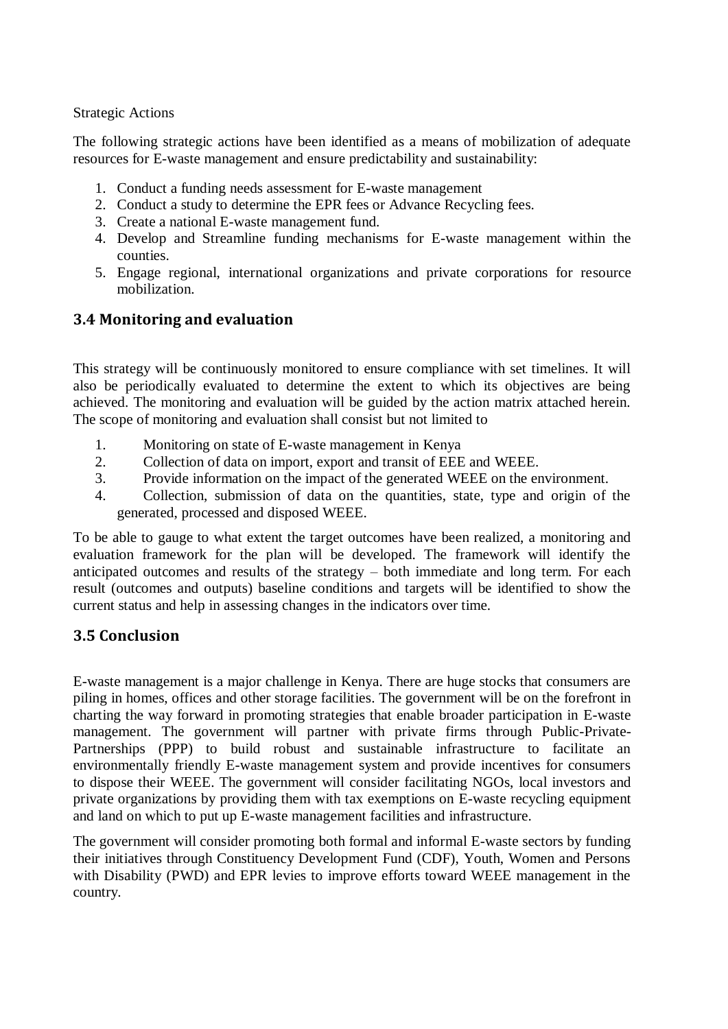Strategic Actions

The following strategic actions have been identified as a means of mobilization of adequate resources for E-waste management and ensure predictability and sustainability:

1. Conduct a funding needs assessment for E-waste management
2. Conduct a study to determine the EPR fees or Advance Recycling fees.
3. Create a national E-waste management fund.
4. Develop and Streamline funding mechanisms for E-waste management within the counties.
5. Engage regional, international organizations and private corporations for resource mobilization.

## 3.4 Monitoring and evaluation

This strategy will be continuously monitored to ensure compliance with set timelines. It will also be periodically evaluated to determine the extent to which its objectives are being achieved. The monitoring and evaluation will be guided by the action matrix attached herein. The scope of monitoring and evaluation shall consist but not limited to

1. Monitoring on state of E-waste management in Kenya
2. Collection of data on import, export and transit of EEE and WEEE.
3. Provide information on the impact of the generated WEEE on the environment.
4. Collection, submission of data on the quantities, state, type and origin of the generated, processed and disposed WEEE.

To be able to gauge to what extent the target outcomes have been realized, a monitoring and evaluation framework for the plan will be developed. The framework will identify the anticipated outcomes and results of the strategy – both immediate and long term. For each result (outcomes and outputs) baseline conditions and targets will be identified to show the current status and help in assessing changes in the indicators over time.

## 3.5 Conclusion

E-waste management is a major challenge in Kenya. There are huge stocks that consumers are piling in homes, offices and other storage facilities. The government will be on the forefront in charting the way forward in promoting strategies that enable broader participation in E-waste management. The government will partner with private firms through Public-Private-Partnerships (PPP) to build robust and sustainable infrastructure to facilitate an environmentally friendly E-waste management system and provide incentives for consumers to dispose their WEEE. The government will consider facilitating NGOs, local investors and private organizations by providing them with tax exemptions on E-waste recycling equipment and land on which to put up E-waste management facilities and infrastructure.

The government will consider promoting both formal and informal E-waste sectors by funding their initiatives through Constituency Development Fund (CDF), Youth, Women and Persons with Disability (PWD) and EPR levies to improve efforts toward WEEE management in the country.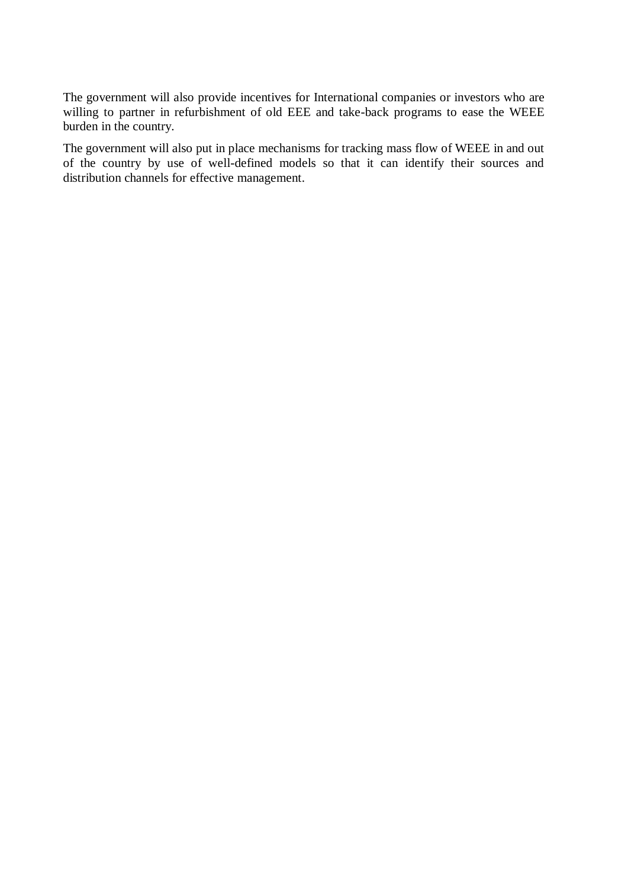The government will also provide incentives for International companies or investors who are willing to partner in refurbishment of old EEE and take-back programs to ease the WEEE burden in the country.

The government will also put in place mechanisms for tracking mass flow of WEEE in and out of the country by use of well-defined models so that it can identify their sources and distribution channels for effective management.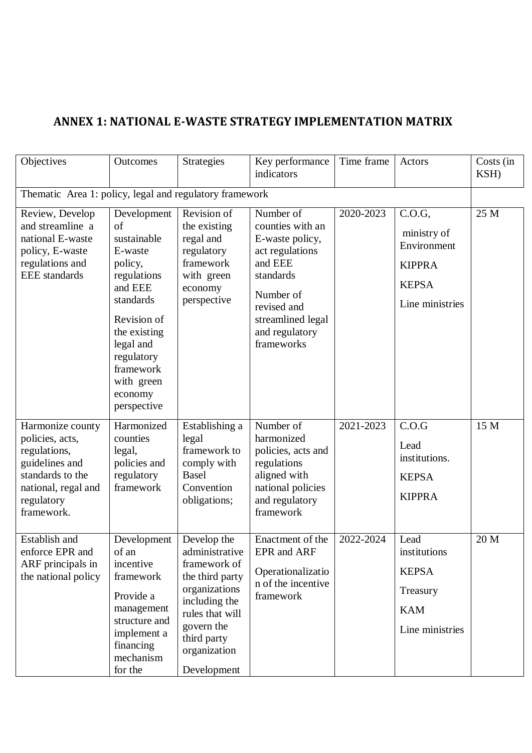## ANNEX 1: NATIONAL E-WASTE STRATEGY IMPLEMENTATION MATRIX

| Objectives | Outcomes | Strategies | Key performance indicators | Time frame | Actors | Costs (in KSH) |
|---|---|---|---|---|---|---|
| Thematic Area 1: policy, legal and regulatory framework | | | | | | |
| Review, Develop and streamline a national E-waste policy, E-waste regulations and EEE standards | Development of sustainable E-waste policy, regulations and EEE standards<br><br>Revision of the existing legal and regulatory framework with green economy perspective | Revision of the existing regal and regulatory framework with green economy perspective | Number of counties with an E-waste policy, act regulations and EEE standards<br><br>Number of revised and streamlined legal and regulatory frameworks | 2020-2023 | C.O.G,<br><br>ministry of Environment<br><br>KIPPRA<br><br>KEPSA<br><br>Line ministries | 25 M |
| Harmonize county policies, acts, regulations, guidelines and standards to the national, regal and regulatory framework. | Harmonized counties legal, policies and regulatory framework | Establishing a legal framework to comply with Basel Convention obligations; | Number of harmonized policies, acts and regulations aligned with national policies and regulatory framework | 2021-2023 | C.O.G<br><br>Lead institutions.<br><br>KEPSA<br><br>KIPPRA | 15 M |
| Establish and enforce EPR and ARF principals in the national policy | Development of an incentive framework<br><br>Provide a management structure and implement a financing mechanism for the | Develop the administrative framework of the third party organizations including the rules that will govern the third party organization<br><br>Development | Enactment of the EPR and ARF<br><br>Operationalization of the incentive framework | 2022-2024 | Lead institutions<br><br>KEPSA<br><br>Treasury<br><br>KAM<br><br>Line ministries | 20 M |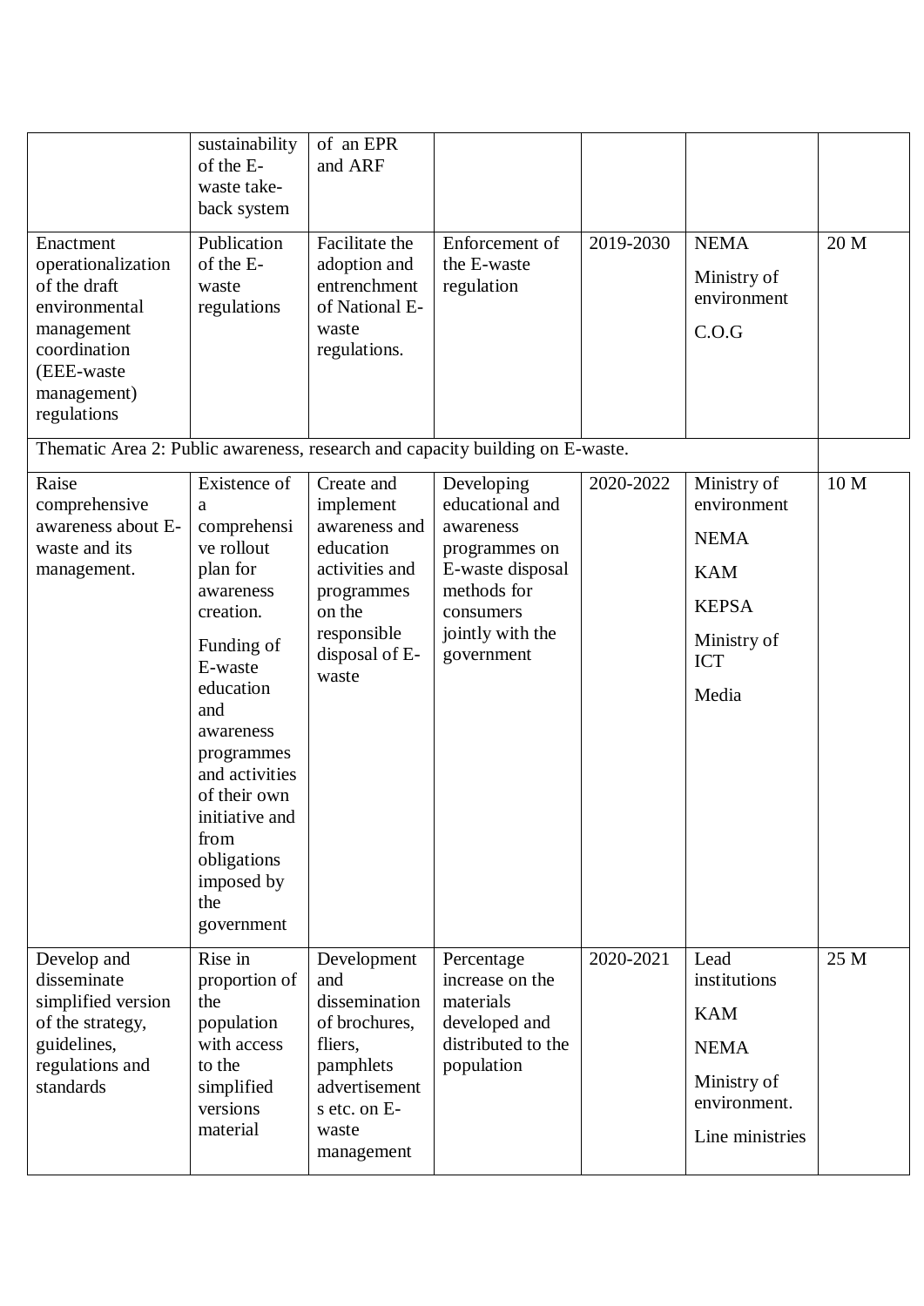| | | | | | | |
|---|---|---|---|---|---|---|
| | sustainability of the E-waste take-back system | of an EPR and ARF | | | | |
| Enactment operationalization of the draft environmental management coordination (EEE-waste management) regulations | Publication of the E-waste regulations | Facilitate the adoption and entrenchment of National E-waste regulations. | Enforcement of the E-waste regulation | 2019-2030 | NEMA<br><br>Ministry of environment<br><br>C.O.G | 20 M |
| Thematic Area 2: Public awareness, research and capacity building on E-waste. | | | | | | |
| Raise comprehensive awareness about E-waste and its management. | Existence of a comprehensive rollout plan for awareness creation.<br><br>Funding of E-waste education and awareness programmes and activities of their own initiative and from obligations imposed by the government | Create and implement awareness and education activities and programmes on the responsible disposal of E-waste | Developing educational and awareness programmes on E-waste disposal methods for consumers jointly with the government | 2020-2022 | Ministry of environment<br><br>NEMA<br><br>KAM<br><br>KEPSA<br><br>Ministry of ICT<br><br>Media | 10 M |
| Develop and disseminate simplified version of the strategy, guidelines, regulations and standards | Rise in proportion of the population with access to the simplified versions material | Development and dissemination of brochures, fliers, pamphlets advertisements etc. on E-waste management | Percentage increase on the materials developed and distributed to the population | 2020-2021 | Lead institutions<br><br>KAM<br><br>NEMA<br><br>Ministry of environment.<br><br>Line ministries | 25 M |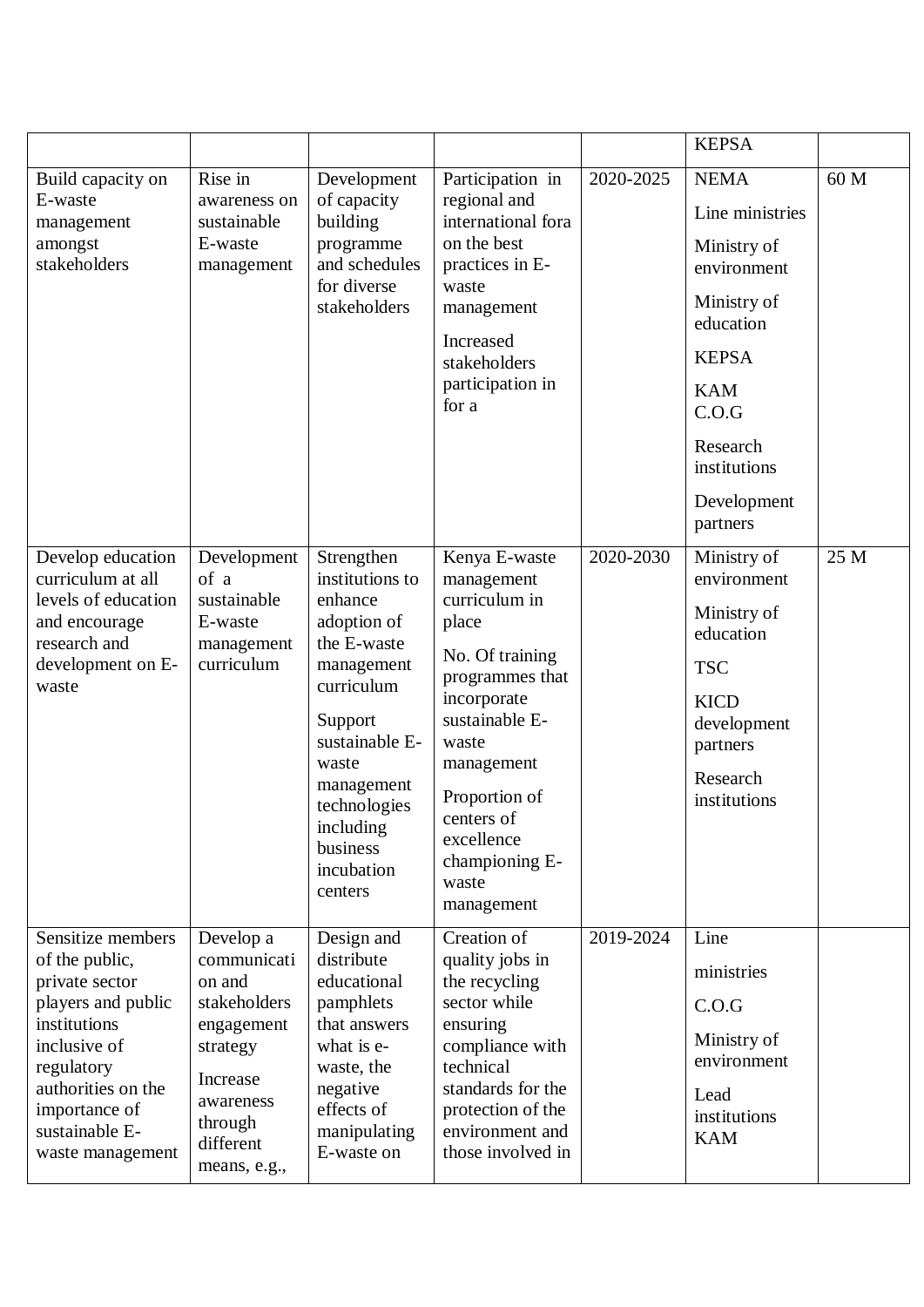| | | | | | KEPSA | |
|---|---|---|---|---|---|---|
| Build capacity on E-waste management amongst stakeholders | Rise in awareness on sustainable E-waste management | Development of capacity building programme and schedules for diverse stakeholders | Participation in regional and international fora on the best practices in E-waste management<br><br>Increased stakeholders participation in for a | 2020-2025 | NEMA<br><br>Line ministries<br><br>Ministry of environment<br><br>Ministry of education<br><br>KEPSA<br><br>KAM<br>C.O.G<br><br>Research institutions<br><br>Development partners | 60 M |
| Develop education curriculum at all levels of education and encourage research and development on E-waste | Development of a sustainable E-waste management curriculum | Strengthen institutions to enhance adoption of the E-waste management curriculum<br><br>Support sustainable E-waste management technologies including business incubation centers | Kenya E-waste management curriculum in place<br><br>No. Of training programmes that incorporate sustainable E-waste management<br><br>Proportion of centers of excellence championing E-waste management | 2020-2030 | Ministry of environment<br><br>Ministry of education<br><br>TSC<br><br>KICD development partners<br><br>Research institutions | 25 M |
| Sensitize members of the public, private sector players and public institutions inclusive of regulatory authorities on the importance of sustainable E-waste management | Develop a communication and stakeholders engagement strategy<br><br>Increase awareness through different means, e.g., | Design and distribute educational pamphlets that answers what is e-waste, the negative effects of manipulating E-waste on | Creation of quality jobs in the recycling sector while ensuring compliance with technical standards for the protection of the environment and those involved in | 2019-2024 | Line<br><br>ministries<br><br>C.O.G<br><br>Ministry of environment<br><br>Lead institutions<br>KAM | |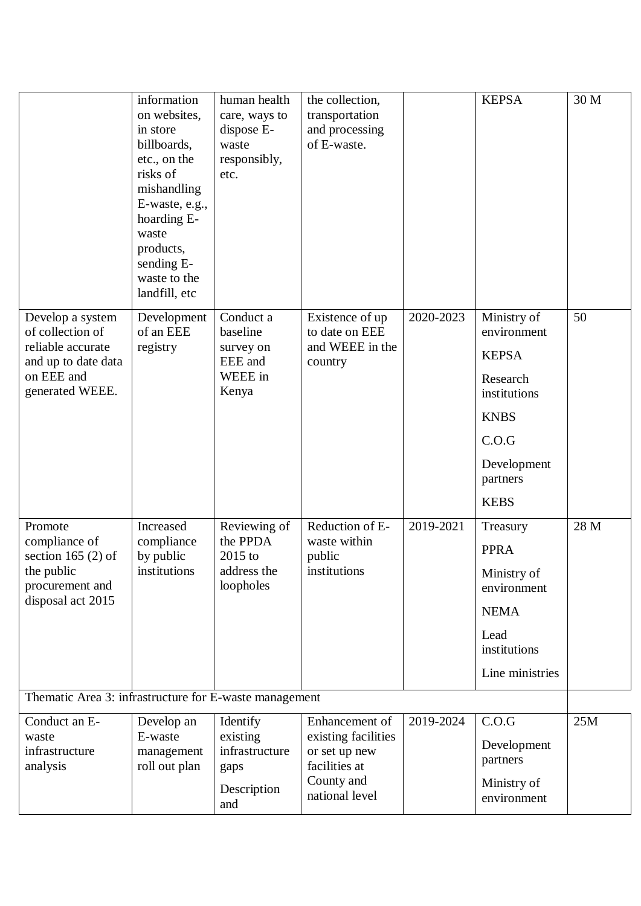| | | | | | | |
|---|---|---|---|---|---|---|
| | information on websites, in store billboards, etc., on the risks of mishandling E-waste, e.g., hoarding E-waste products, sending E-waste to the landfill, etc | human health care, ways to dispose E-waste responsibly, etc. | the collection, transportation and processing of E-waste. | | KEPSA | 30 M |
| Develop a system of collection of reliable accurate and up to date data on EEE and generated WEEE. | Development of an EEE registry | Conduct a baseline survey on EEE and WEEE in Kenya | Existence of up to date on EEE and WEEE in the country | 2020-2023 | Ministry of environment<br><br>KEPSA<br><br>Research institutions<br><br>KNBS<br><br>C.O.G<br><br>Development partners<br><br>KEBS | 50 |
| Promote compliance of section 165 (2) of the public procurement and disposal act 2015 | Increased compliance by public institutions | Reviewing of the PPDA 2015 to address the loopholes | Reduction of E-waste within public institutions | 2019-2021 | Treasury<br><br>PPRA<br><br>Ministry of environment<br><br>NEMA<br><br>Lead institutions<br><br>Line ministries | 28 M |
| Thematic Area 3: infrastructure for E-waste management | | | | | | |
| Conduct an E-waste infrastructure analysis | Develop an E-waste management roll out plan | Identify existing infrastructure gaps<br><br>Description and | Enhancement of existing facilities or set up new facilities at County and national level | 2019-2024 | C.O.G<br><br>Development partners<br><br>Ministry of environment | 25M |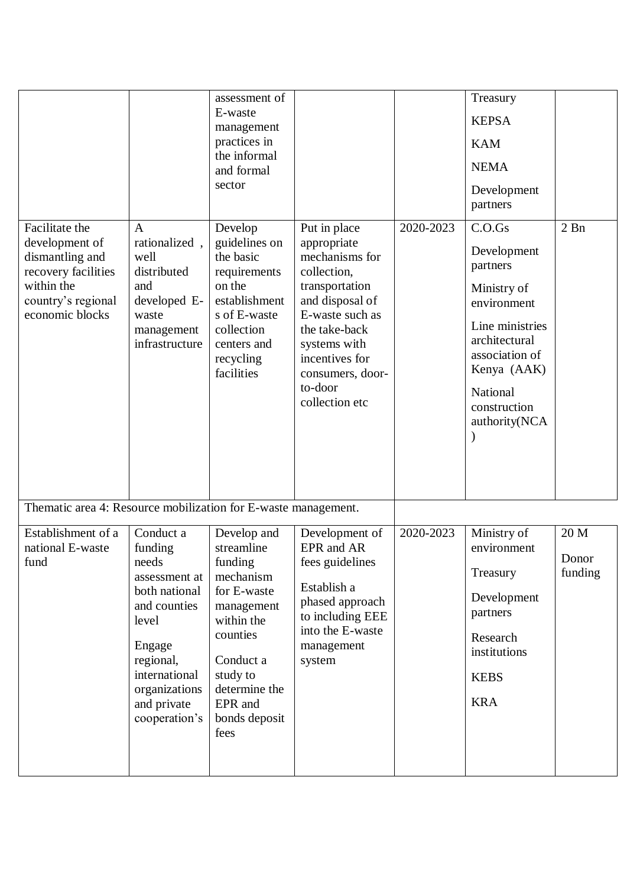| | | | | | | |
|---|---|---|---|---|---|---|
| | | assessment of E-waste management practices in the informal and formal sector | | | Treasury<br>KEPSA<br>KAM<br>NEMA<br>Development partners | |
| Facilitate the development of dismantling and recovery facilities within the country's regional economic blocks | A rationalized , well distributed and developed E-waste management infrastructure | Develop guidelines on the basic requirements on the establishments of E-waste collection centers and recycling facilities | Put in place appropriate mechanisms for collection, transportation and disposal of E-waste such as the take-back systems with incentives for consumers, door-to-door collection etc | 2020-2023 | C.O.Gs<br>Development partners<br>Ministry of environment<br>Line ministries architectural association of Kenya (AAK)<br>National construction authority(NCA) | 2 Bn |
| Thematic area 4: Resource mobilization for E-waste management. | | | | | | |
| Establishment of a national E-waste fund | Conduct a funding needs assessment at both national and counties level<br>Engage regional, international organizations and private cooperation's | Develop and streamline funding mechanism for E-waste management within the counties<br>Conduct a study to determine the EPR and bonds deposit fees | Development of EPR and AR fees guidelines<br>Establish a phased approach to including EEE into the E-waste management system | 2020-2023 | Ministry of environment<br>Treasury<br>Development partners<br>Research institutions<br>KEBS<br>KRA | 20 M<br>Donor funding |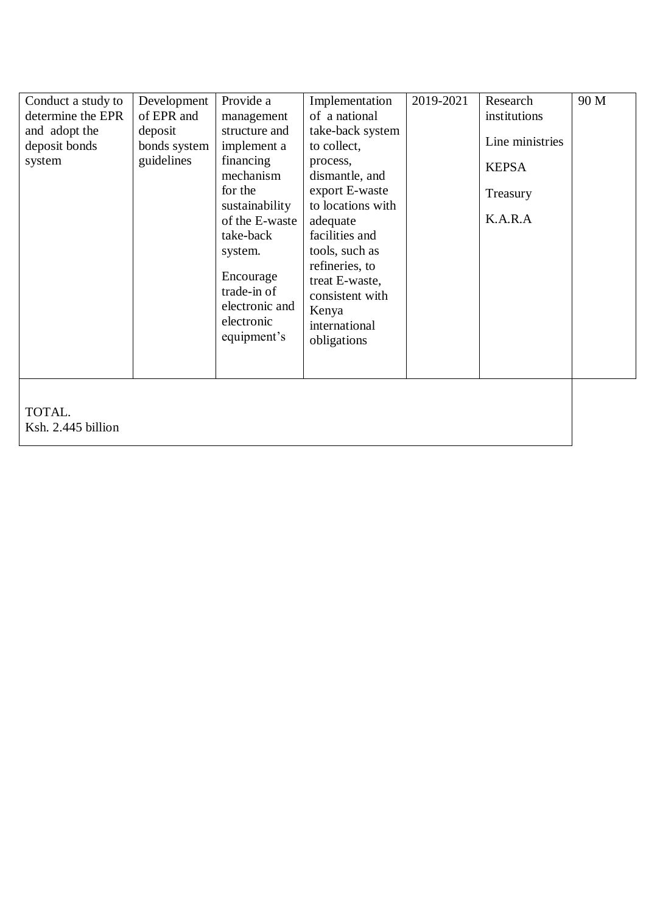| | | | | | | |
|---|---|---|---|---|---|---|
| Conduct a study to determine the EPR and adopt the deposit bonds system | Development of EPR and deposit bonds system guidelines | Provide a management structure and implement a financing mechanism for the sustainability of the E-waste take-back system.<br><br>Encourage trade-in of electronic and electronic equipment's | Implementation of a national take-back system to collect, process, dismantle, and export E-waste to locations with adequate facilities and tools, such as refineries, to treat E-waste, consistent with Kenya international obligations | 2019-2021 | Research institutions<br><br>Line ministries<br><br>KEPSA<br><br>Treasury<br><br>K.A.R.A | 90 M |
| TOTAL.<br>Ksh. 2.445 billion | | | | | | |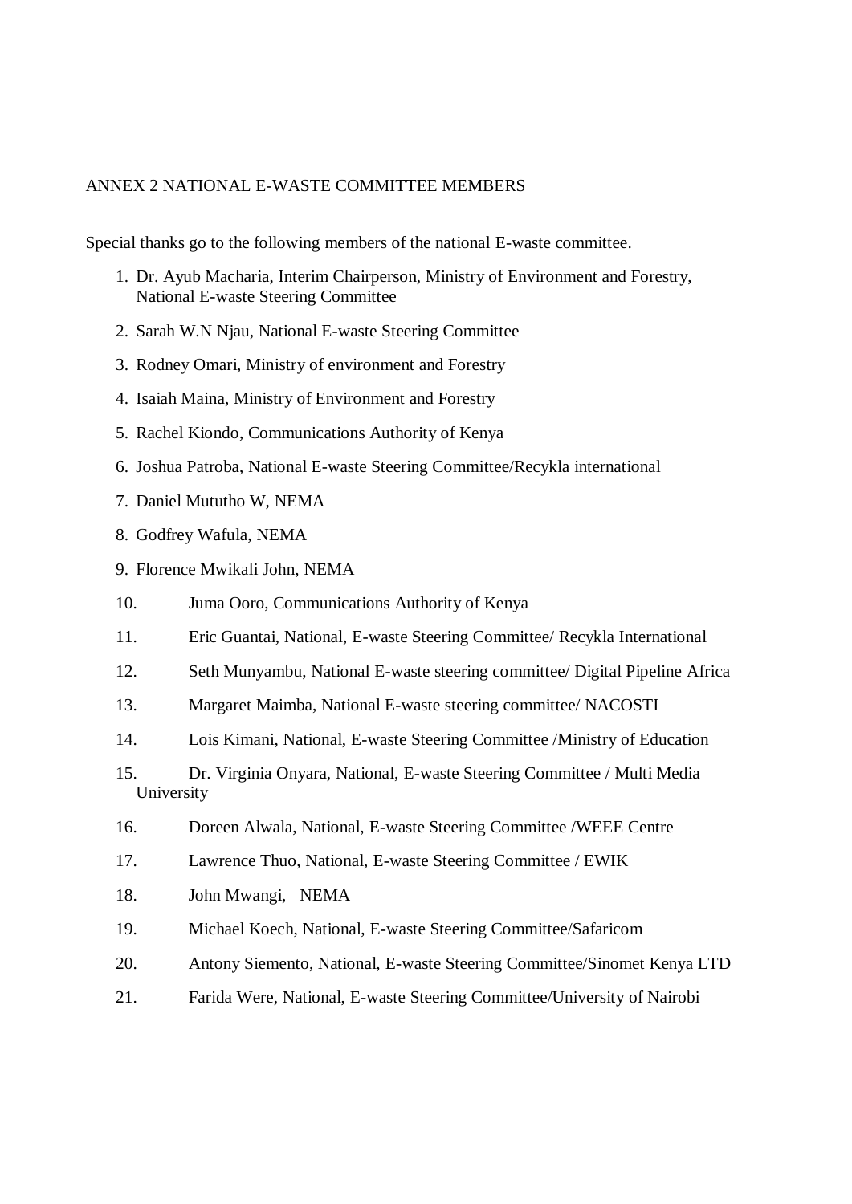ANNEX 2 NATIONAL E-WASTE COMMITTEE MEMBERS

Special thanks go to the following members of the national E-waste committee.

1. Dr. Ayub Macharia, Interim Chairperson, Ministry of Environment and Forestry, National E-waste Steering Committee
2. Sarah W.N Njau, National E-waste Steering Committee
3. Rodney Omari, Ministry of environment and Forestry
4. Isaiah Maina, Ministry of Environment and Forestry
5. Rachel Kiondo, Communications Authority of Kenya
6. Joshua Patroba, National E-waste Steering Committee/Recykla international
7. Daniel Mututho W, NEMA
8. Godfrey Wafula, NEMA
9. Florence Mwikali John, NEMA
10. Juma Ooro, Communications Authority of Kenya
11. Eric Guantai, National, E-waste Steering Committee/ Recykla International
12. Seth Munyambu, National E-waste steering committee/ Digital Pipeline Africa
13. Margaret Maimba, National E-waste steering committee/ NACOSTI
14. Lois Kimani, National, E-waste Steering Committee /Ministry of Education
15. Dr. Virginia Onyara, National, E-waste Steering Committee / Multi Media University
16. Doreen Alwala, National, E-waste Steering Committee /WEEE Centre
17. Lawrence Thuo, National, E-waste Steering Committee / EWIK
18. John Mwangi, NEMA
19. Michael Koech, National, E-waste Steering Committee/Safaricom
20. Antony Siemento, National, E-waste Steering Committee/Sinomet Kenya LTD
21. Farida Were, National, E-waste Steering Committee/University of Nairobi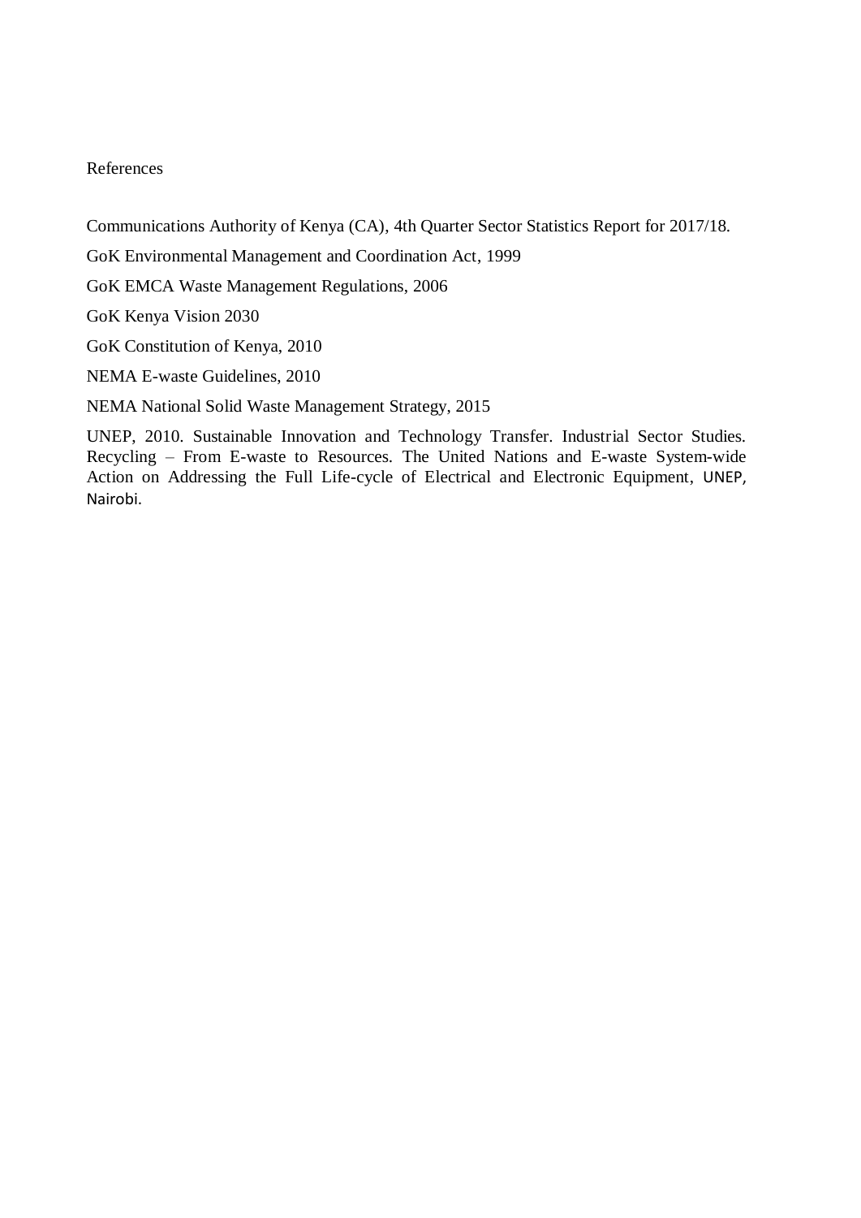## References

Communications Authority of Kenya (CA), 4th Quarter Sector Statistics Report for 2017/18.

GoK Environmental Management and Coordination Act, 1999

GoK EMCA Waste Management Regulations, 2006

GoK Kenya Vision 2030

GoK Constitution of Kenya, 2010

NEMA E-waste Guidelines, 2010

NEMA National Solid Waste Management Strategy, 2015

UNEP, 2010. Sustainable Innovation and Technology Transfer. Industrial Sector Studies. Recycling – From E-waste to Resources. The United Nations and E-waste System-wide Action on Addressing the Full Life-cycle of Electrical and Electronic Equipment, UNEP, Nairobi.